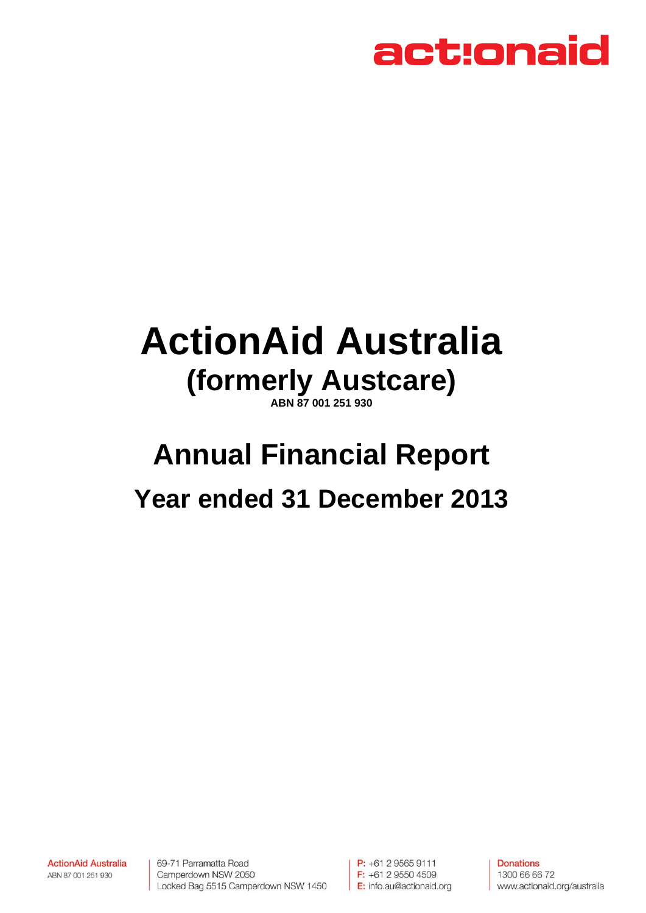actionaid

# ActionAid Australia

## (formerly Austcare)

**ABN 87 001 251 930**

# Annual Financial Report

## Year ended 31 December 2013

ActionAid Australia
ABN 87 001 251 930

69-71 Parramatta Road
Camperdown NSW 2050
Locked Bag 5515 Camperdown NSW 1450

P: +61 2 9565 9111
F: +61 2 9550 4509
E: info.au@actionaid.org

Donations
1300 66 66 72
www.actionaid.org/australia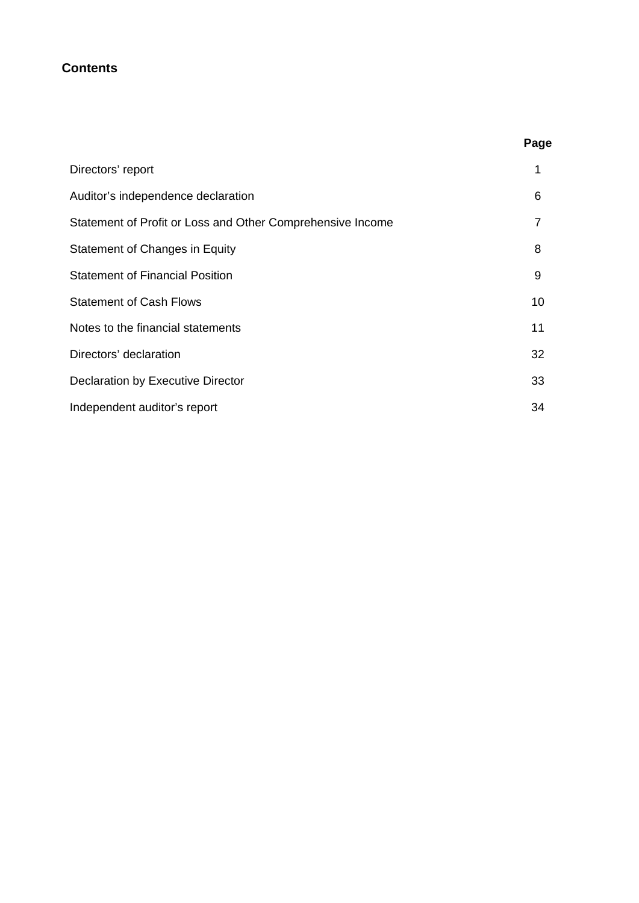# Contents

| | Page |
|---|---|
| Directors’ report | 1 |
| Auditor’s independence declaration | 6 |
| Statement of Profit or Loss and Other Comprehensive Income | 7 |
| Statement of Changes in Equity | 8 |
| Statement of Financial Position | 9 |
| Statement of Cash Flows | 10 |
| Notes to the financial statements | 11 |
| Directors’ declaration | 32 |
| Declaration by Executive Director | 33 |
| Independent auditor’s report | 34 |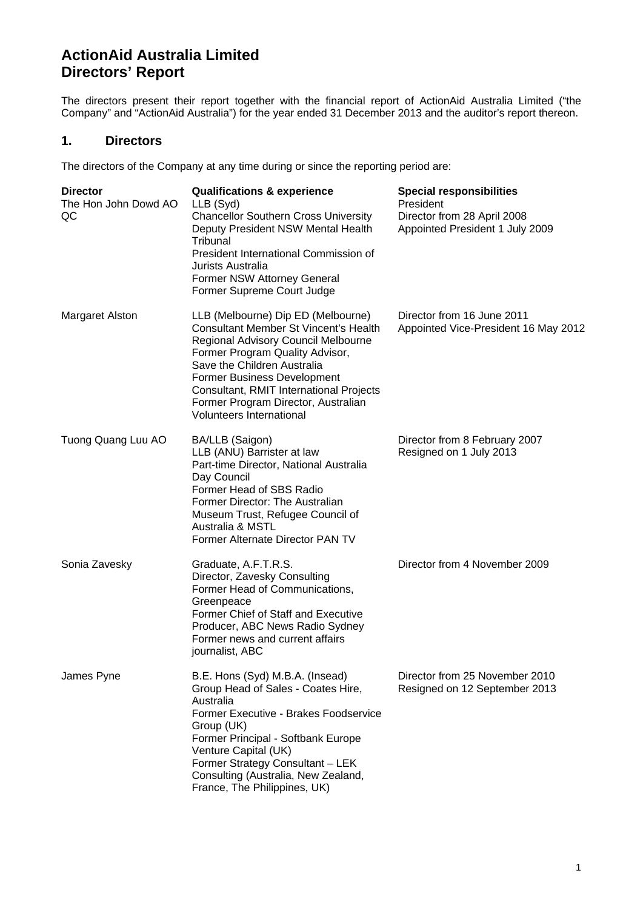# ActionAid Australia Limited
# Directors' Report

The directors present their report together with the financial report of ActionAid Australia Limited ("the Company" and "ActionAid Australia") for the year ended 31 December 2013 and the auditor's report thereon.

## 1. Directors

The directors of the Company at any time during or since the reporting period are:

| Director | Qualifications & experience | Special responsibilities |
|---|---|---|
| The Hon John Dowd AO QC | LLB (Syd)<br>Chancellor Southern Cross University<br>Deputy President NSW Mental Health Tribunal<br>President International Commission of Jurists Australia<br>Former NSW Attorney General<br>Former Supreme Court Judge | President<br>Director from 28 April 2008<br>Appointed President 1 July 2009 |
| Margaret Alston | LLB (Melbourne) Dip ED (Melbourne)<br>Consultant Member St Vincent's Health Regional Advisory Council Melbourne<br>Former Program Quality Advisor, Save the Children Australia<br>Former Business Development Consultant, RMIT International Projects<br>Former Program Director, Australian Volunteers International | Director from 16 June 2011<br>Appointed Vice-President 16 May 2012 |
| Tuong Quang Luu AO | BA/LLB (Saigon)<br>LLB (ANU) Barrister at law<br>Part-time Director, National Australia Day Council<br>Former Head of SBS Radio<br>Former Director: The Australian Museum Trust, Refugee Council of Australia & MSTL<br>Former Alternate Director PAN TV | Director from 8 February 2007<br>Resigned on 1 July 2013 |
| Sonia Zavesky | Graduate, A.F.T.R.S.<br>Director, Zavesky Consulting<br>Former Head of Communications, Greenpeace<br>Former Chief of Staff and Executive Producer, ABC News Radio Sydney<br>Former news and current affairs journalist, ABC | Director from 4 November 2009 |
| James Pyne | B.E. Hons (Syd) M.B.A. (Insead)<br>Group Head of Sales - Coates Hire, Australia<br>Former Executive - Brakes Foodservice Group (UK)<br>Former Principal - Softbank Europe Venture Capital (UK)<br>Former Strategy Consultant – LEK Consulting (Australia, New Zealand, France, The Philippines, UK) | Director from 25 November 2010<br>Resigned on 12 September 2013 |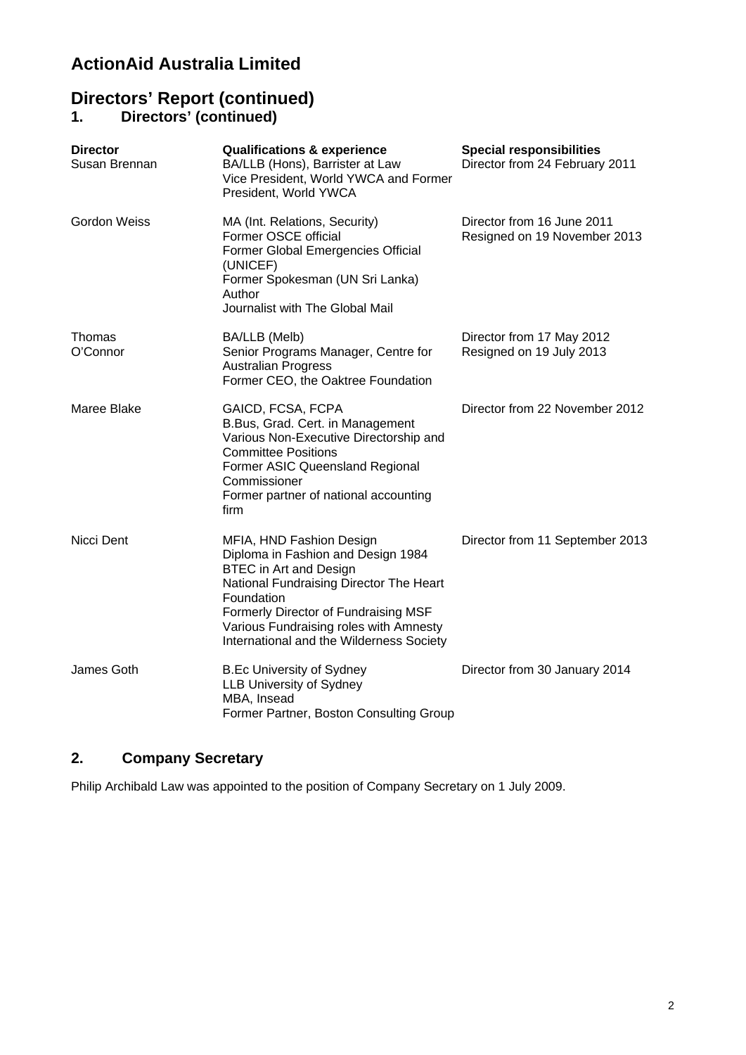# ActionAid Australia Limited

## Directors' Report (continued)

### 1. Directors' (continued)

| Director | Qualifications & experience | Special responsibilities |
|---|---|---|
| Susan Brennan | BA/LLB (Hons), Barrister at Law<br>Vice President, World YWCA and Former President, World YWCA | Director from 24 February 2011 |
| Gordon Weiss | MA (Int. Relations, Security)<br>Former OSCE official<br>Former Global Emergencies Official (UNICEF)<br>Former Spokesman (UN Sri Lanka)<br>Author<br>Journalist with The Global Mail | Director from 16 June 2011<br>Resigned on 19 November 2013 |
| Thomas O'Connor | BA/LLB (Melb)<br>Senior Programs Manager, Centre for Australian Progress<br>Former CEO, the Oaktree Foundation | Director from 17 May 2012<br>Resigned on 19 July 2013 |
| Maree Blake | GAICD, FCSA, FCPA<br>B.Bus, Grad. Cert. in Management<br>Various Non-Executive Directorship and Committee Positions<br>Former ASIC Queensland Regional Commissioner<br>Former partner of national accounting firm | Director from 22 November 2012 |
| Nicci Dent | MFIA, HND Fashion Design<br>Diploma in Fashion and Design 1984<br>BTEC in Art and Design<br>National Fundraising Director The Heart Foundation<br>Formerly Director of Fundraising MSF<br>Various Fundraising roles with Amnesty International and the Wilderness Society | Director from 11 September 2013 |
| James Goth | B.Ec University of Sydney<br>LLB University of Sydney<br>MBA, Insead<br>Former Partner, Boston Consulting Group | Director from 30 January 2014 |

### 2. Company Secretary

Philip Archibald Law was appointed to the position of Company Secretary on 1 July 2009.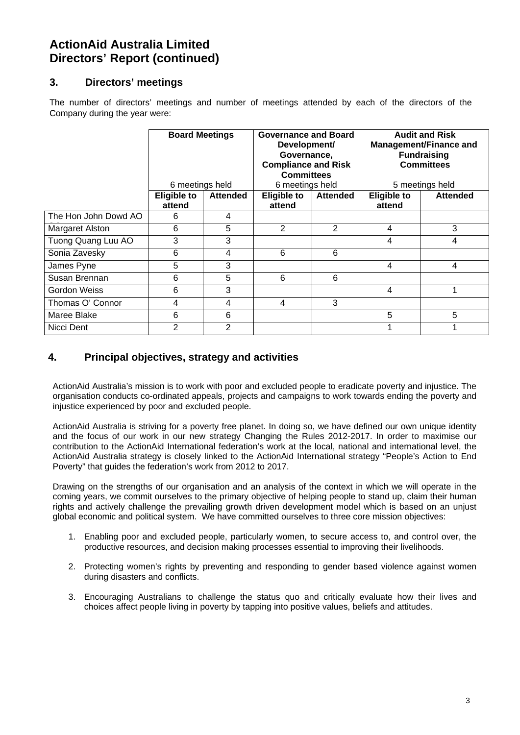# ActionAid Australia Limited
# Directors' Report (continued)

## 3. Directors' meetings

The number of directors' meetings and number of meetings attended by each of the directors of the Company during the year were:

| | **Board Meetings** 6 meetings held | | **Governance and Board Development/ Governance, Compliance and Risk Committees** 6 meetings held | | **Audit and Risk Management/Finance and Fundraising Committees** 5 meetings held | |
|---|---|---|---|---|---|---|
| | **Eligible to attend** | **Attended** | **Eligible to attend** | **Attended** | **Eligible to attend** | **Attended** |
| The Hon John Dowd AO | 6 | 4 | | | | |
| Margaret Alston | 6 | 5 | 2 | 2 | 4 | 3 |
| Tuong Quang Luu AO | 3 | 3 | | | 4 | 4 |
| Sonia Zavesky | 6 | 4 | 6 | 6 | | |
| James Pyne | 5 | 3 | | | 4 | 4 |
| Susan Brennan | 6 | 5 | 6 | 6 | | |
| Gordon Weiss | 6 | 3 | | | 4 | 1 |
| Thomas O' Connor | 4 | 4 | 4 | 3 | | |
| Maree Blake | 6 | 6 | | | 5 | 5 |
| Nicci Dent | 2 | 2 | | | 1 | 1 |

## 4. Principal objectives, strategy and activities

ActionAid Australia's mission is to work with poor and excluded people to eradicate poverty and injustice. The organisation conducts co-ordinated appeals, projects and campaigns to work towards ending the poverty and injustice experienced by poor and excluded people.

ActionAid Australia is striving for a poverty free planet. In doing so, we have defined our own unique identity and the focus of our work in our new strategy Changing the Rules 2012-2017. In order to maximise our contribution to the ActionAid International federation's work at the local, national and international level, the ActionAid Australia strategy is closely linked to the ActionAid International strategy "People's Action to End Poverty" that guides the federation's work from 2012 to 2017.

Drawing on the strengths of our organisation and an analysis of the context in which we will operate in the coming years, we commit ourselves to the primary objective of helping people to stand up, claim their human rights and actively challenge the prevailing growth driven development model which is based on an unjust global economic and political system. We have committed ourselves to three core mission objectives:

1. Enabling poor and excluded people, particularly women, to secure access to, and control over, the productive resources, and decision making processes essential to improving their livelihoods.

2. Protecting women's rights by preventing and responding to gender based violence against women during disasters and conflicts.

3. Encouraging Australians to challenge the status quo and critically evaluate how their lives and choices affect people living in poverty by tapping into positive values, beliefs and attitudes.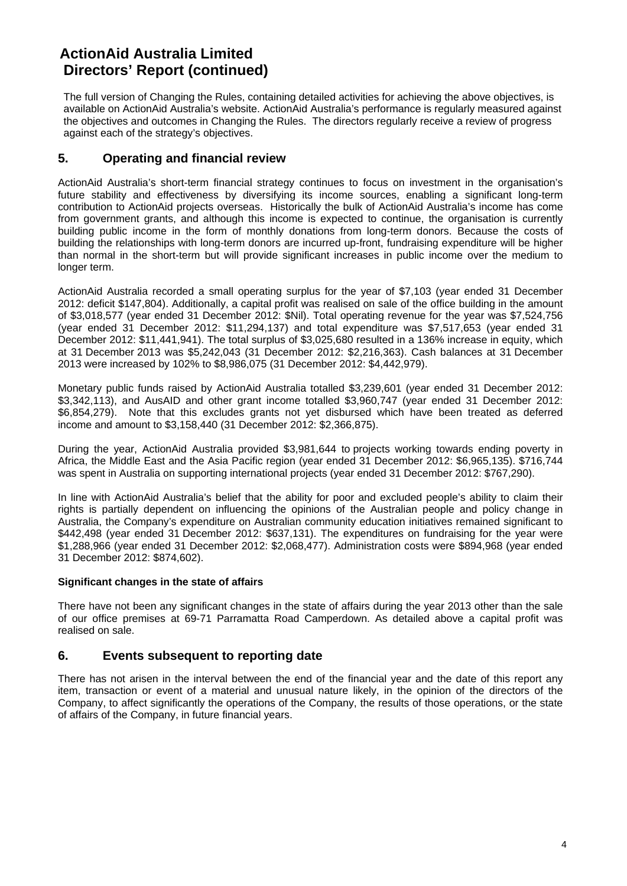# ActionAid Australia Limited
# Directors' Report (continued)

The full version of Changing the Rules, containing detailed activities for achieving the above objectives, is available on ActionAid Australia's website. ActionAid Australia's performance is regularly measured against the objectives and outcomes in Changing the Rules. The directors regularly receive a review of progress against each of the strategy's objectives.

## 5. Operating and financial review

ActionAid Australia's short-term financial strategy continues to focus on investment in the organisation's future stability and effectiveness by diversifying its income sources, enabling a significant long-term contribution to ActionAid projects overseas. Historically the bulk of ActionAid Australia's income has come from government grants, and although this income is expected to continue, the organisation is currently building public income in the form of monthly donations from long-term donors. Because the costs of building the relationships with long-term donors are incurred up-front, fundraising expenditure will be higher than normal in the short-term but will provide significant increases in public income over the medium to longer term.

ActionAid Australia recorded a small operating surplus for the year of $7,103 (year ended 31 December 2012: deficit $147,804). Additionally, a capital profit was realised on sale of the office building in the amount of $3,018,577 (year ended 31 December 2012: $Nil). Total operating revenue for the year was $7,524,756 (year ended 31 December 2012: $11,294,137) and total expenditure was $7,517,653 (year ended 31 December 2012: $11,441,941). The total surplus of $3,025,680 resulted in a 136% increase in equity, which at 31 December 2013 was $5,242,043 (31 December 2012: $2,216,363). Cash balances at 31 December 2013 were increased by 102% to $8,986,075 (31 December 2012: $4,442,979).

Monetary public funds raised by ActionAid Australia totalled $3,239,601 (year ended 31 December 2012: $3,342,113), and AusAID and other grant income totalled $3,960,747 (year ended 31 December 2012: $6,854,279). Note that this excludes grants not yet disbursed which have been treated as deferred income and amount to $3,158,440 (31 December 2012: $2,366,875).

During the year, ActionAid Australia provided $3,981,644 to projects working towards ending poverty in Africa, the Middle East and the Asia Pacific region (year ended 31 December 2012: $6,965,135). $716,744 was spent in Australia on supporting international projects (year ended 31 December 2012: $767,290).

In line with ActionAid Australia's belief that the ability for poor and excluded people's ability to claim their rights is partially dependent on influencing the opinions of the Australian people and policy change in Australia, the Company's expenditure on Australian community education initiatives remained significant to $442,498 (year ended 31 December 2012: $637,131). The expenditures on fundraising for the year were $1,288,966 (year ended 31 December 2012: $2,068,477). Administration costs were $894,968 (year ended 31 December 2012: $874,602).

**Significant changes in the state of affairs**

There have not been any significant changes in the state of affairs during the year 2013 other than the sale of our office premises at 69-71 Parramatta Road Camperdown. As detailed above a capital profit was realised on sale.

## 6. Events subsequent to reporting date

There has not arisen in the interval between the end of the financial year and the date of this report any item, transaction or event of a material and unusual nature likely, in the opinion of the directors of the Company, to affect significantly the operations of the Company, the results of those operations, or the state of affairs of the Company, in future financial years.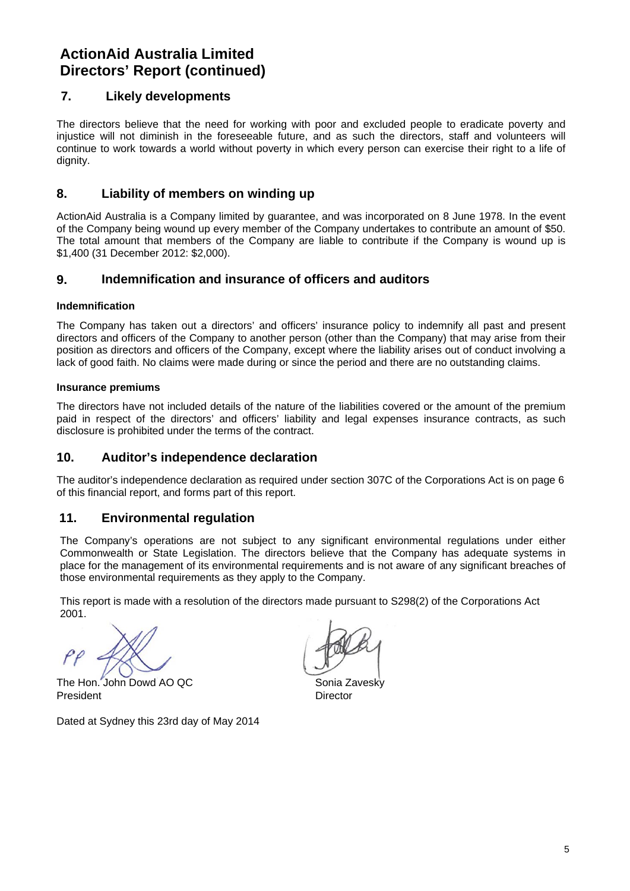# ActionAid Australia Limited
# Directors' Report (continued)

## 7. Likely developments

The directors believe that the need for working with poor and excluded people to eradicate poverty and injustice will not diminish in the foreseeable future, and as such the directors, staff and volunteers will continue to work towards a world without poverty in which every person can exercise their right to a life of dignity.

## 8. Liability of members on winding up

ActionAid Australia is a Company limited by guarantee, and was incorporated on 8 June 1978. In the event of the Company being wound up every member of the Company undertakes to contribute an amount of $50. The total amount that members of the Company are liable to contribute if the Company is wound up is $1,400 (31 December 2012: $2,000).

## 9. Indemnification and insurance of officers and auditors

**Indemnification**

The Company has taken out a directors' and officers' insurance policy to indemnify all past and present directors and officers of the Company to another person (other than the Company) that may arise from their position as directors and officers of the Company, except where the liability arises out of conduct involving a lack of good faith. No claims were made during or since the period and there are no outstanding claims.

**Insurance premiums**

The directors have not included details of the nature of the liabilities covered or the amount of the premium paid in respect of the directors' and officers' liability and legal expenses insurance contracts, as such disclosure is prohibited under the terms of the contract.

## 10. Auditor's independence declaration

The auditor's independence declaration as required under section 307C of the Corporations Act is on page 6 of this financial report, and forms part of this report.

## 11. Environmental regulation

The Company's operations are not subject to any significant environmental regulations under either Commonwealth or State Legislation. The directors believe that the Company has adequate systems in place for the management of its environmental requirements and is not aware of any significant breaches of those environmental requirements as they apply to the Company.

This report is made with a resolution of the directors made pursuant to S298(2) of the Corporations Act 2001.

PP

The Hon. John Dowd AO QC
President

Sonia Zavesky
Director

Dated at Sydney this 23rd day of May 2014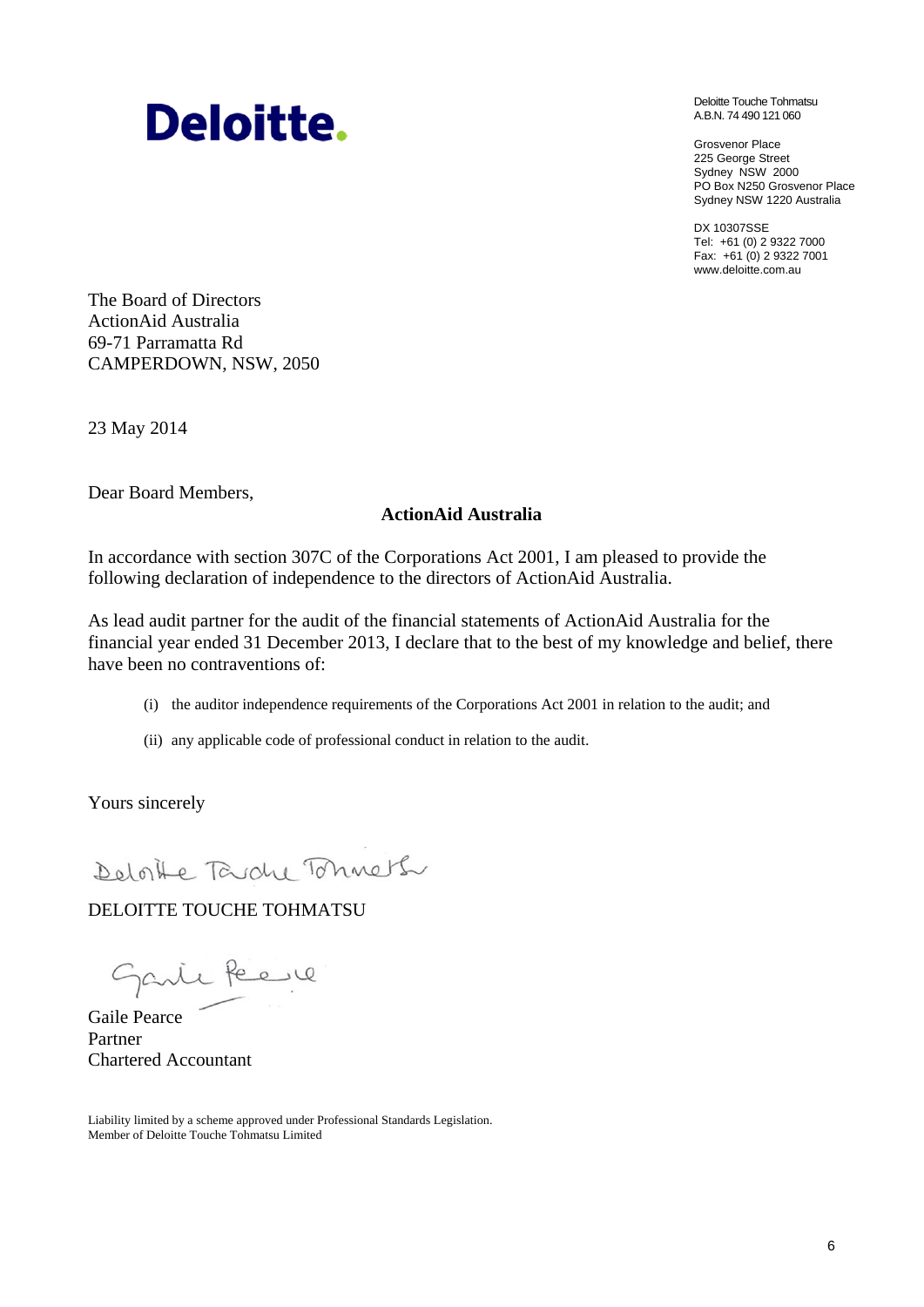Deloitte.

Deloitte Touche Tohmatsu
A.B.N. 74 490 121 060

Grosvenor Place
225 George Street
Sydney NSW 2000
PO Box N250 Grosvenor Place
Sydney NSW 1220 Australia

DX 10307SSE
Tel: +61 (0) 2 9322 7000
Fax: +61 (0) 2 9322 7001
www.deloitte.com.au

The Board of Directors
ActionAid Australia
69-71 Parramatta Rd
CAMPERDOWN, NSW, 2050

23 May 2014

Dear Board Members,

**ActionAid Australia**

In accordance with section 307C of the Corporations Act 2001, I am pleased to provide the following declaration of independence to the directors of ActionAid Australia.

As lead audit partner for the audit of the financial statements of ActionAid Australia for the financial year ended 31 December 2013, I declare that to the best of my knowledge and belief, there have been no contraventions of:

(i) the auditor independence requirements of the Corporations Act 2001 in relation to the audit; and

(ii) any applicable code of professional conduct in relation to the audit.

Yours sincerely

Deloitte Touche Tohmatsu

DELOITTE TOUCHE TOHMATSU

Gaile Pearce

Gaile Pearce
Partner
Chartered Accountant

Liability limited by a scheme approved under Professional Standards Legislation.
Member of Deloitte Touche Tohmatsu Limited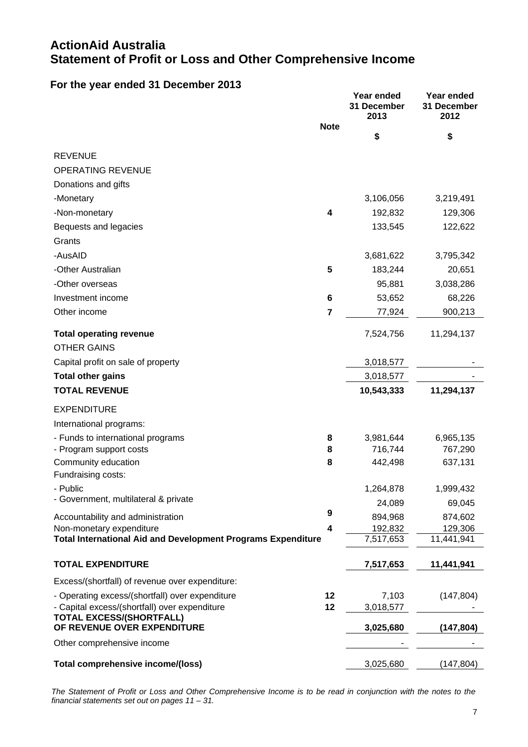# ActionAid Australia
# Statement of Profit or Loss and Other Comprehensive Income

## For the year ended 31 December 2013

| | Note | Year ended 31 December 2013 $ | Year ended 31 December 2012 $ |
|---|---|---|---|
| REVENUE | | | |
| OPERATING REVENUE | | | |
| Donations and gifts | | | |
| -Monetary | | 3,106,056 | 3,219,491 |
| -Non-monetary | 4 | 192,832 | 129,306 |
| Bequests and legacies | | 133,545 | 122,622 |
| Grants | | | |
| -AusAID | | 3,681,622 | 3,795,342 |
| -Other Australian | 5 | 183,244 | 20,651 |
| -Other overseas | | 95,881 | 3,038,286 |
| Investment income | 6 | 53,652 | 68,226 |
| Other income | 7 | 77,924 | 900,213 |
| **Total operating revenue** | | 7,524,756 | 11,294,137 |
| OTHER GAINS | | | |
| Capital profit on sale of property | | 3,018,577 | - |
| **Total other gains** | | 3,018,577 | - |
| **TOTAL REVENUE** | | **10,543,333** | **11,294,137** |
| EXPENDITURE | | | |
| International programs: | | | |
| - Funds to international programs | 8 | 3,981,644 | 6,965,135 |
| - Program support costs | 8 | 716,744 | 767,290 |
| Community education | 8 | 442,498 | 637,131 |
| Fundraising costs: | | | |
| - Public | | 1,264,878 | 1,999,432 |
| - Government, multilateral & private | | 24,089 | 69,045 |
| Accountability and administration | 9 | 894,968 | 874,602 |
| Non-monetary expenditure | 4 | 192,832 | 129,306 |
| **Total International Aid and Development Programs Expenditure** | | 7,517,653 | 11,441,941 |
| **TOTAL EXPENDITURE** | | **7,517,653** | **11,441,941** |
| Excess/(shortfall) of revenue over expenditure: | | | |
| - Operating excess/(shortfall) over expenditure | 12 | 7,103 | (147,804) |
| - Capital excess/(shortfall) over expenditure | 12 | 3,018,577 | - |
| **TOTAL EXCESS/(SHORTFALL) OF REVENUE OVER EXPENDITURE** | | **3,025,680** | **(147,804)** |
| Other comprehensive income | | - | - |
| **Total comprehensive income/(loss)** | | 3,025,680 | (147,804) |

*The Statement of Profit or Loss and Other Comprehensive Income is to be read in conjunction with the notes to the financial statements set out on pages 11 – 31.*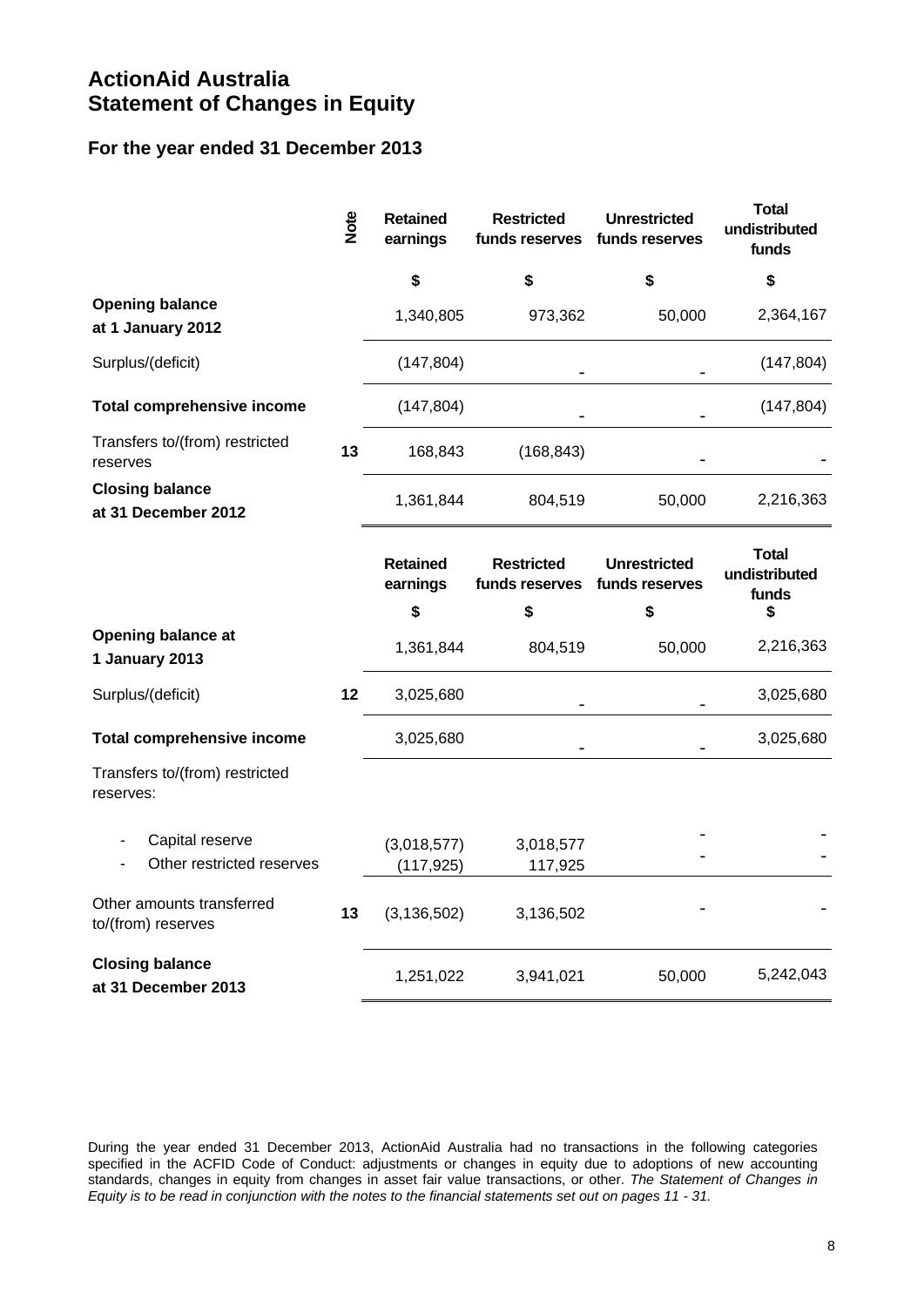# ActionAid Australia
# Statement of Changes in Equity

## For the year ended 31 December 2013

| | Note | Retained earnings | Restricted funds reserves | Unrestricted funds reserves | Total undistributed funds |
|---|---|---|---|---|---|
| | | $ | $ | $ | $ |
| **Opening balance at 1 January 2012** | | 1,340,805 | 973,362 | 50,000 | 2,364,167 |
| Surplus/(deficit) | | (147,804) | - | - | (147,804) |
| **Total comprehensive income** | | (147,804) | - | - | (147,804) |
| Transfers to/(from) restricted reserves | 13 | 168,843 | (168,843) | - | - |
| **Closing balance at 31 December 2012** | | 1,361,844 | 804,519 | 50,000 | 2,216,363 |

| | Note | Retained earnings | Restricted funds reserves | Unrestricted funds reserves | Total undistributed funds |
|---|---|---|---|---|---|
| | | $ | $ | $ | $ |
| **Opening balance at 1 January 2013** | | 1,361,844 | 804,519 | 50,000 | 2,216,363 |
| Surplus/(deficit) | 12 | 3,025,680 | - | - | 3,025,680 |
| **Total comprehensive income** | | 3,025,680 | - | - | 3,025,680 |
| Transfers to/(from) restricted reserves: | | | | | |
| - Capital reserve | | (3,018,577) | 3,018,577 | - | - |
| - Other restricted reserves | | (117,925) | 117,925 | - | - |
| Other amounts transferred to/(from) reserves | 13 | (3,136,502) | 3,136,502 | - | - |
| **Closing balance at 31 December 2013** | | 1,251,022 | 3,941,021 | 50,000 | 5,242,043 |

During the year ended 31 December 2013, ActionAid Australia had no transactions in the following categories specified in the ACFID Code of Conduct: adjustments or changes in equity due to adoptions of new accounting standards, changes in equity from changes in asset fair value transactions, or other. *The Statement of Changes in Equity is to be read in conjunction with the notes to the financial statements set out on pages 11 - 31.*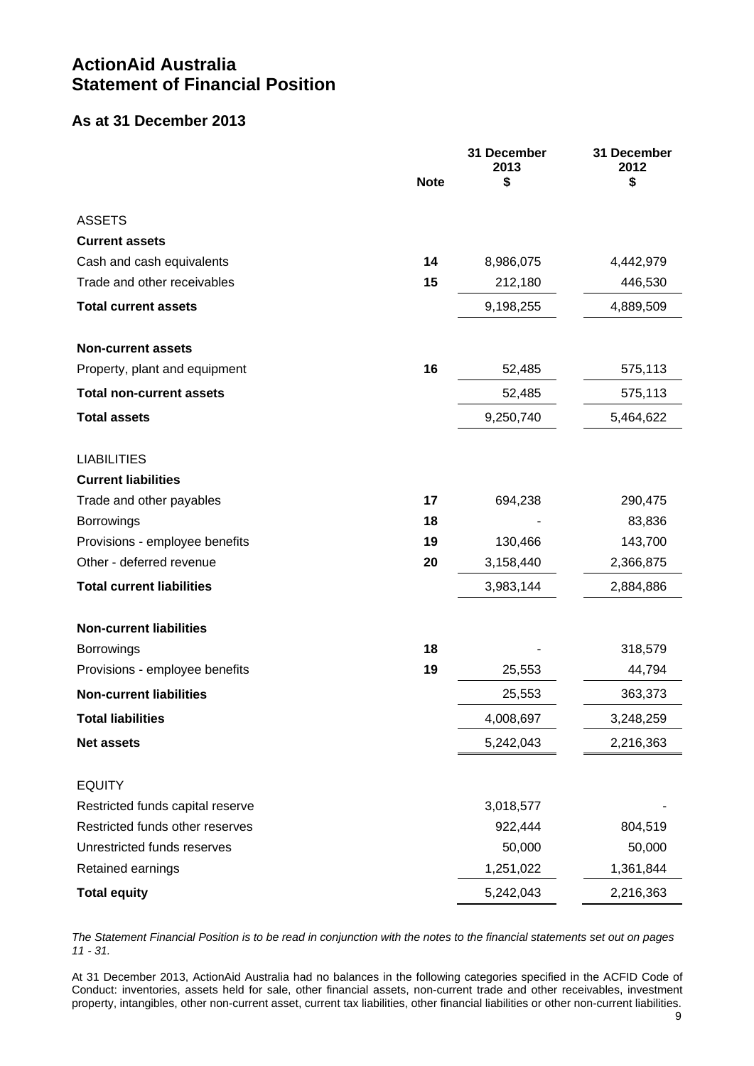# ActionAid Australia
# Statement of Financial Position

## As at 31 December 2013

| | Note | 31 December 2013 $ | 31 December 2012 $ |
|---|---|---|---|
| ASSETS | | | |
| **Current assets** | | | |
| Cash and cash equivalents | **14** | 8,986,075 | 4,442,979 |
| Trade and other receivables | **15** | 212,180 | 446,530 |
| **Total current assets** | | 9,198,255 | 4,889,509 |
| | | | |
| **Non-current assets** | | | |
| Property, plant and equipment | **16** | 52,485 | 575,113 |
| **Total non-current assets** | | 52,485 | 575,113 |
| **Total assets** | | 9,250,740 | 5,464,622 |
| | | | |
| LIABILITIES | | | |
| **Current liabilities** | | | |
| Trade and other payables | **17** | 694,238 | 290,475 |
| Borrowings | **18** | - | 83,836 |
| Provisions - employee benefits | **19** | 130,466 | 143,700 |
| Other - deferred revenue | **20** | 3,158,440 | 2,366,875 |
| **Total current liabilities** | | 3,983,144 | 2,884,886 |
| | | | |
| **Non-current liabilities** | | | |
| Borrowings | **18** | - | 318,579 |
| Provisions - employee benefits | **19** | 25,553 | 44,794 |
| **Non-current liabilities** | | 25,553 | 363,373 |
| **Total liabilities** | | 4,008,697 | 3,248,259 |
| **Net assets** | | 5,242,043 | 2,216,363 |
| | | | |
| EQUITY | | | |
| Restricted funds capital reserve | | 3,018,577 | - |
| Restricted funds other reserves | | 922,444 | 804,519 |
| Unrestricted funds reserves | | 50,000 | 50,000 |
| Retained earnings | | 1,251,022 | 1,361,844 |
| **Total equity** | | 5,242,043 | 2,216,363 |

*The Statement Financial Position is to be read in conjunction with the notes to the financial statements set out on pages 11 - 31.*

At 31 December 2013, ActionAid Australia had no balances in the following categories specified in the ACFID Code of Conduct: inventories, assets held for sale, other financial assets, non-current trade and other receivables, investment property, intangibles, other non-current asset, current tax liabilities, other financial liabilities or other non-current liabilities.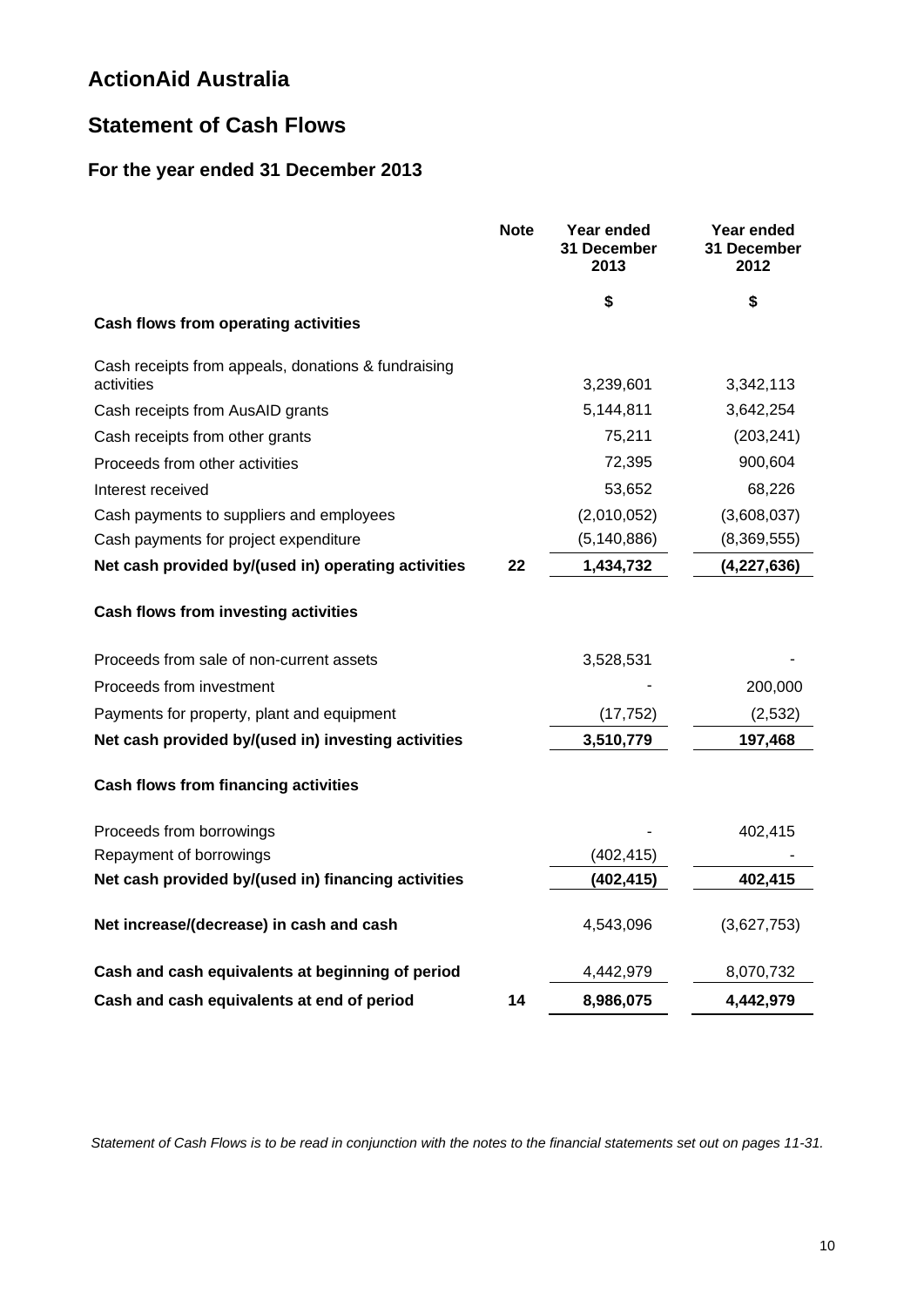# ActionAid Australia

## Statement of Cash Flows

### For the year ended 31 December 2013

| | Note | Year ended 31 December 2013 | Year ended 31 December 2012 |
|---|---|---|---|
| | | $ | $ |
| **Cash flows from operating activities** | | | |
| Cash receipts from appeals, donations & fundraising activities | | 3,239,601 | 3,342,113 |
| Cash receipts from AusAID grants | | 5,144,811 | 3,642,254 |
| Cash receipts from other grants | | 75,211 | (203,241) |
| Proceeds from other activities | | 72,395 | 900,604 |
| Interest received | | 53,652 | 68,226 |
| Cash payments to suppliers and employees | | (2,010,052) | (3,608,037) |
| Cash payments for project expenditure | | (5,140,886) | (8,369,555) |
| **Net cash provided by/(used in) operating activities** | **22** | **1,434,732** | **(4,227,636)** |
| **Cash flows from investing activities** | | | |
| Proceeds from sale of non-current assets | | 3,528,531 | - |
| Proceeds from investment | | - | 200,000 |
| Payments for property, plant and equipment | | (17,752) | (2,532) |
| **Net cash provided by/(used in) investing activities** | | **3,510,779** | **197,468** |
| **Cash flows from financing activities** | | | |
| Proceeds from borrowings | | - | 402,415 |
| Repayment of borrowings | | (402,415) | - |
| **Net cash provided by/(used in) financing activities** | | **(402,415)** | **402,415** |
| **Net increase/(decrease) in cash and cash** | | 4,543,096 | (3,627,753) |
| **Cash and cash equivalents at beginning of period** | | 4,442,979 | 8,070,732 |
| **Cash and cash equivalents at end of period** | **14** | **8,986,075** | **4,442,979** |

*Statement of Cash Flows is to be read in conjunction with the notes to the financial statements set out on pages 11-31.*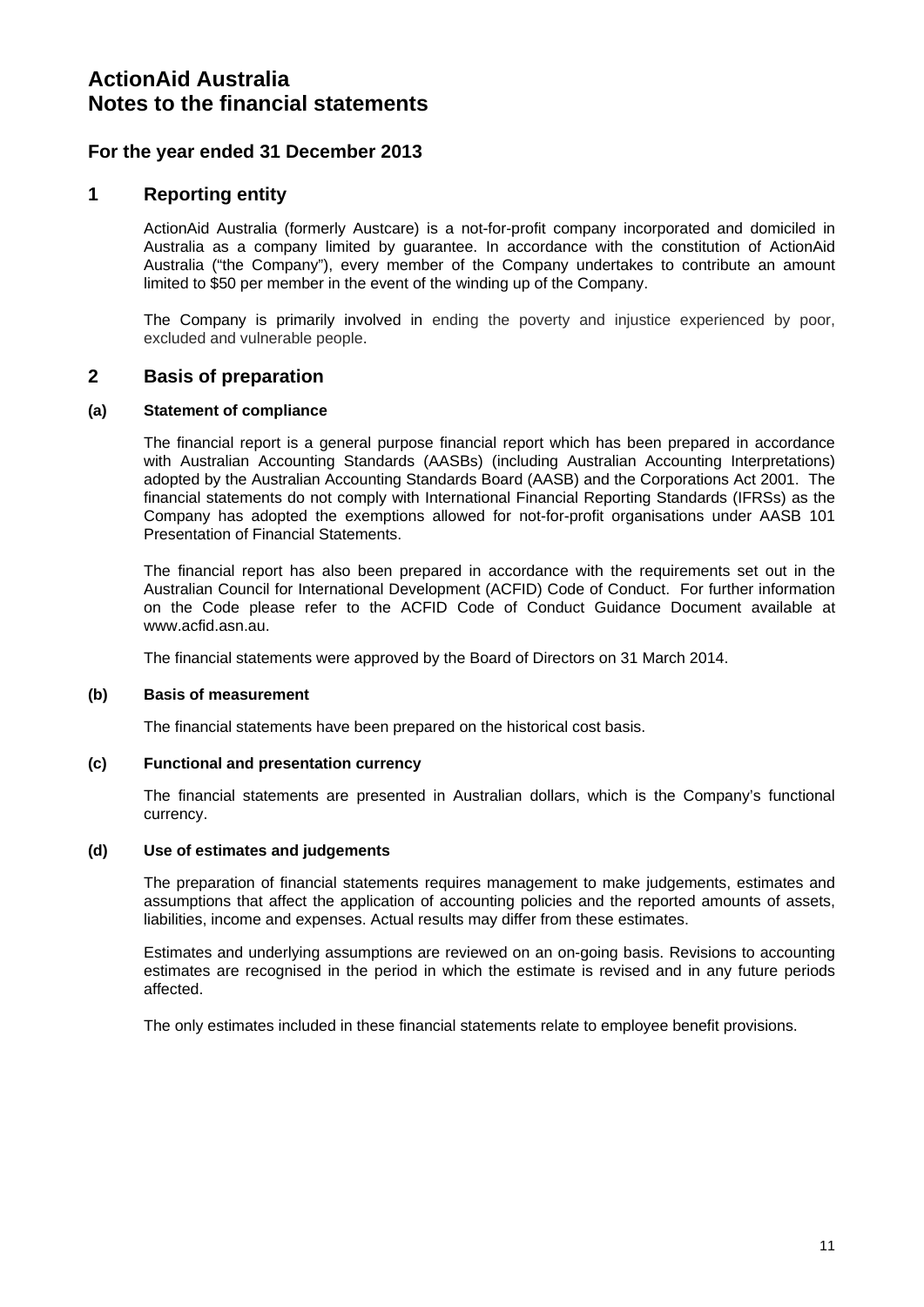# ActionAid Australia
# Notes to the financial statements

## For the year ended 31 December 2013

## 1 Reporting entity

ActionAid Australia (formerly Austcare) is a not-for-profit company incorporated and domiciled in Australia as a company limited by guarantee. In accordance with the constitution of ActionAid Australia ("the Company"), every member of the Company undertakes to contribute an amount limited to $50 per member in the event of the winding up of the Company.

The Company is primarily involved in ending the poverty and injustice experienced by poor, excluded and vulnerable people.

## 2 Basis of preparation

### (a) Statement of compliance

The financial report is a general purpose financial report which has been prepared in accordance with Australian Accounting Standards (AASBs) (including Australian Accounting Interpretations) adopted by the Australian Accounting Standards Board (AASB) and the Corporations Act 2001. The financial statements do not comply with International Financial Reporting Standards (IFRSs) as the Company has adopted the exemptions allowed for not-for-profit organisations under AASB 101 Presentation of Financial Statements.

The financial report has also been prepared in accordance with the requirements set out in the Australian Council for International Development (ACFID) Code of Conduct. For further information on the Code please refer to the ACFID Code of Conduct Guidance Document available at www.acfid.asn.au.

The financial statements were approved by the Board of Directors on 31 March 2014.

### (b) Basis of measurement

The financial statements have been prepared on the historical cost basis.

### (c) Functional and presentation currency

The financial statements are presented in Australian dollars, which is the Company's functional currency.

### (d) Use of estimates and judgements

The preparation of financial statements requires management to make judgements, estimates and assumptions that affect the application of accounting policies and the reported amounts of assets, liabilities, income and expenses. Actual results may differ from these estimates.

Estimates and underlying assumptions are reviewed on an on-going basis. Revisions to accounting estimates are recognised in the period in which the estimate is revised and in any future periods affected.

The only estimates included in these financial statements relate to employee benefit provisions.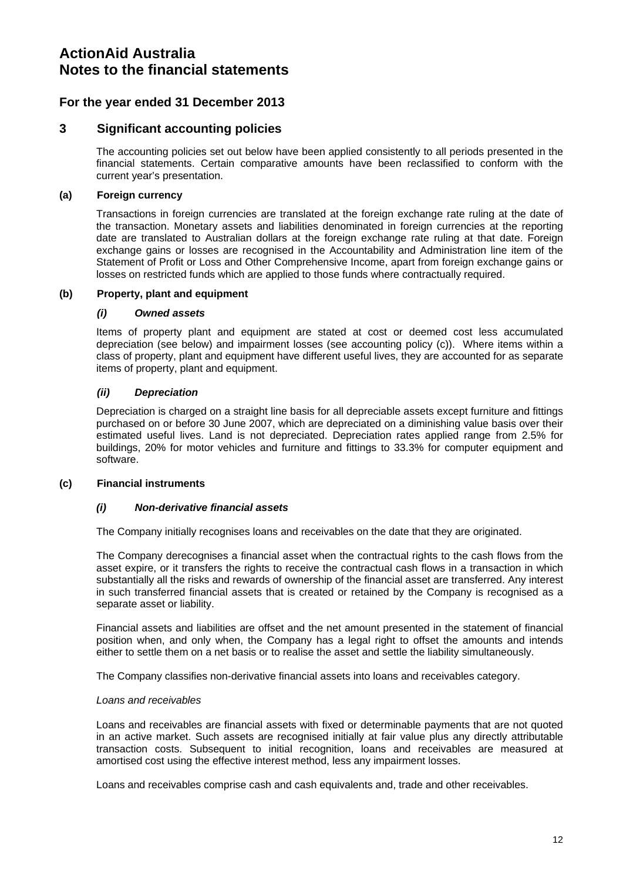# ActionAid Australia
# Notes to the financial statements

## For the year ended 31 December 2013

## 3 Significant accounting policies

The accounting policies set out below have been applied consistently to all periods presented in the financial statements. Certain comparative amounts have been reclassified to conform with the current year's presentation.

### (a) Foreign currency

Transactions in foreign currencies are translated at the foreign exchange rate ruling at the date of the transaction. Monetary assets and liabilities denominated in foreign currencies at the reporting date are translated to Australian dollars at the foreign exchange rate ruling at that date. Foreign exchange gains or losses are recognised in the Accountability and Administration line item of the Statement of Profit or Loss and Other Comprehensive Income, apart from foreign exchange gains or losses on restricted funds which are applied to those funds where contractually required.

### (b) Property, plant and equipment

#### *(i) Owned assets*

Items of property plant and equipment are stated at cost or deemed cost less accumulated depreciation (see below) and impairment losses (see accounting policy (c)). Where items within a class of property, plant and equipment have different useful lives, they are accounted for as separate items of property, plant and equipment.

#### *(ii) Depreciation*

Depreciation is charged on a straight line basis for all depreciable assets except furniture and fittings purchased on or before 30 June 2007, which are depreciated on a diminishing value basis over their estimated useful lives. Land is not depreciated. Depreciation rates applied range from 2.5% for buildings, 20% for motor vehicles and furniture and fittings to 33.3% for computer equipment and software.

### (c) Financial instruments

#### *(i) Non-derivative financial assets*

The Company initially recognises loans and receivables on the date that they are originated.

The Company derecognises a financial asset when the contractual rights to the cash flows from the asset expire, or it transfers the rights to receive the contractual cash flows in a transaction in which substantially all the risks and rewards of ownership of the financial asset are transferred. Any interest in such transferred financial assets that is created or retained by the Company is recognised as a separate asset or liability.

Financial assets and liabilities are offset and the net amount presented in the statement of financial position when, and only when, the Company has a legal right to offset the amounts and intends either to settle them on a net basis or to realise the asset and settle the liability simultaneously.

The Company classifies non-derivative financial assets into loans and receivables category.

*Loans and receivables*

Loans and receivables are financial assets with fixed or determinable payments that are not quoted in an active market. Such assets are recognised initially at fair value plus any directly attributable transaction costs. Subsequent to initial recognition, loans and receivables are measured at amortised cost using the effective interest method, less any impairment losses.

Loans and receivables comprise cash and cash equivalents and, trade and other receivables.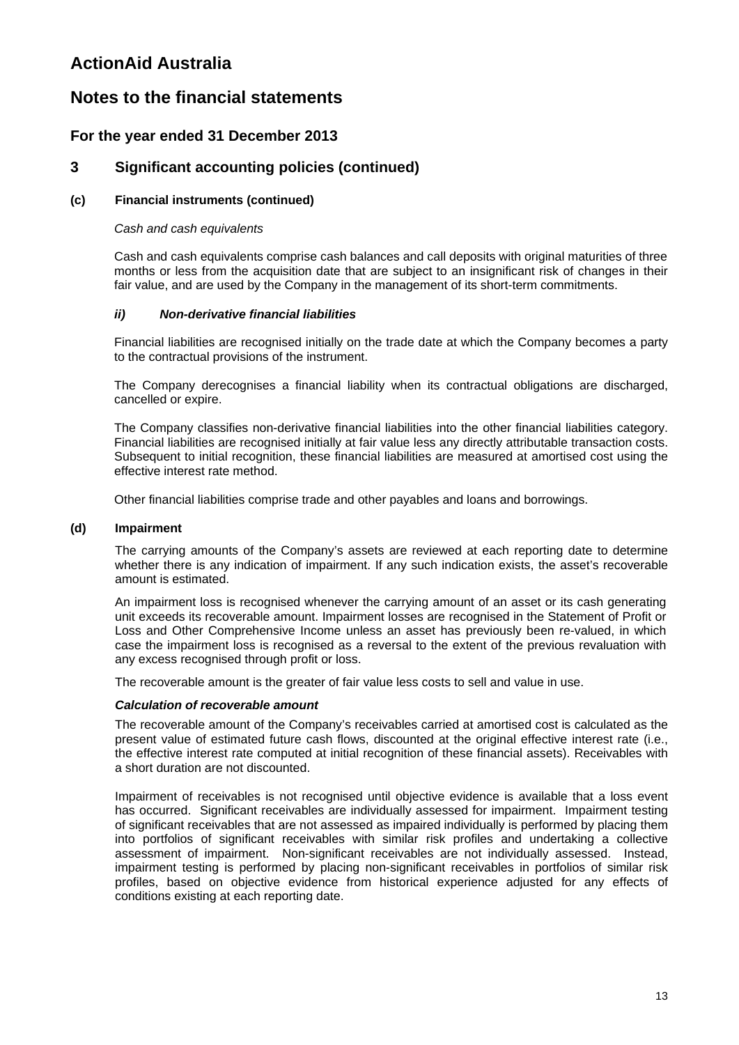# ActionAid Australia

## Notes to the financial statements

### For the year ended 31 December 2013

### 3 Significant accounting policies (continued)

#### (c) Financial instruments (continued)

*Cash and cash equivalents*

Cash and cash equivalents comprise cash balances and call deposits with original maturities of three months or less from the acquisition date that are subject to an insignificant risk of changes in their fair value, and are used by the Company in the management of its short-term commitments.

***ii) Non-derivative financial liabilities***

Financial liabilities are recognised initially on the trade date at which the Company becomes a party to the contractual provisions of the instrument.

The Company derecognises a financial liability when its contractual obligations are discharged, cancelled or expire.

The Company classifies non-derivative financial liabilities into the other financial liabilities category. Financial liabilities are recognised initially at fair value less any directly attributable transaction costs. Subsequent to initial recognition, these financial liabilities are measured at amortised cost using the effective interest rate method.

Other financial liabilities comprise trade and other payables and loans and borrowings.

#### (d) Impairment

The carrying amounts of the Company's assets are reviewed at each reporting date to determine whether there is any indication of impairment. If any such indication exists, the asset's recoverable amount is estimated.

An impairment loss is recognised whenever the carrying amount of an asset or its cash generating unit exceeds its recoverable amount. Impairment losses are recognised in the Statement of Profit or Loss and Other Comprehensive Income unless an asset has previously been re-valued, in which case the impairment loss is recognised as a reversal to the extent of the previous revaluation with any excess recognised through profit or loss.

The recoverable amount is the greater of fair value less costs to sell and value in use.

***Calculation of recoverable amount***

The recoverable amount of the Company's receivables carried at amortised cost is calculated as the present value of estimated future cash flows, discounted at the original effective interest rate (i.e., the effective interest rate computed at initial recognition of these financial assets). Receivables with a short duration are not discounted.

Impairment of receivables is not recognised until objective evidence is available that a loss event has occurred. Significant receivables are individually assessed for impairment. Impairment testing of significant receivables that are not assessed as impaired individually is performed by placing them into portfolios of significant receivables with similar risk profiles and undertaking a collective assessment of impairment. Non-significant receivables are not individually assessed. Instead, impairment testing is performed by placing non-significant receivables in portfolios of similar risk profiles, based on objective evidence from historical experience adjusted for any effects of conditions existing at each reporting date.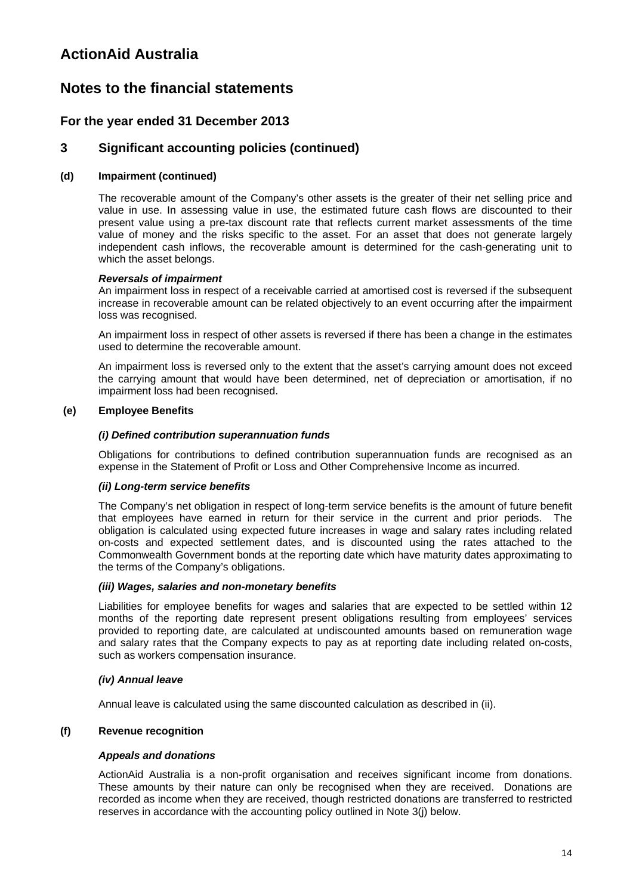# ActionAid Australia

## Notes to the financial statements

### For the year ended 31 December 2013

### 3 Significant accounting policies (continued)

**(d) Impairment (continued)**

The recoverable amount of the Company's other assets is the greater of their net selling price and value in use. In assessing value in use, the estimated future cash flows are discounted to their present value using a pre-tax discount rate that reflects current market assessments of the time value of money and the risks specific to the asset. For an asset that does not generate largely independent cash inflows, the recoverable amount is determined for the cash-generating unit to which the asset belongs.

***Reversals of impairment***

An impairment loss in respect of a receivable carried at amortised cost is reversed if the subsequent increase in recoverable amount can be related objectively to an event occurring after the impairment loss was recognised.

An impairment loss in respect of other assets is reversed if there has been a change in the estimates used to determine the recoverable amount.

An impairment loss is reversed only to the extent that the asset's carrying amount does not exceed the carrying amount that would have been determined, net of depreciation or amortisation, if no impairment loss had been recognised.

**(e) Employee Benefits**

***(i) Defined contribution superannuation funds***

Obligations for contributions to defined contribution superannuation funds are recognised as an expense in the Statement of Profit or Loss and Other Comprehensive Income as incurred.

***(ii) Long-term service benefits***

The Company's net obligation in respect of long-term service benefits is the amount of future benefit that employees have earned in return for their service in the current and prior periods. The obligation is calculated using expected future increases in wage and salary rates including related on-costs and expected settlement dates, and is discounted using the rates attached to the Commonwealth Government bonds at the reporting date which have maturity dates approximating to the terms of the Company's obligations.

***(iii) Wages, salaries and non-monetary benefits***

Liabilities for employee benefits for wages and salaries that are expected to be settled within 12 months of the reporting date represent present obligations resulting from employees' services provided to reporting date, are calculated at undiscounted amounts based on remuneration wage and salary rates that the Company expects to pay as at reporting date including related on-costs, such as workers compensation insurance.

***(iv) Annual leave***

Annual leave is calculated using the same discounted calculation as described in (ii).

**(f) Revenue recognition**

***Appeals and donations***

ActionAid Australia is a non-profit organisation and receives significant income from donations. These amounts by their nature can only be recognised when they are received. Donations are recorded as income when they are received, though restricted donations are transferred to restricted reserves in accordance with the accounting policy outlined in Note 3(j) below.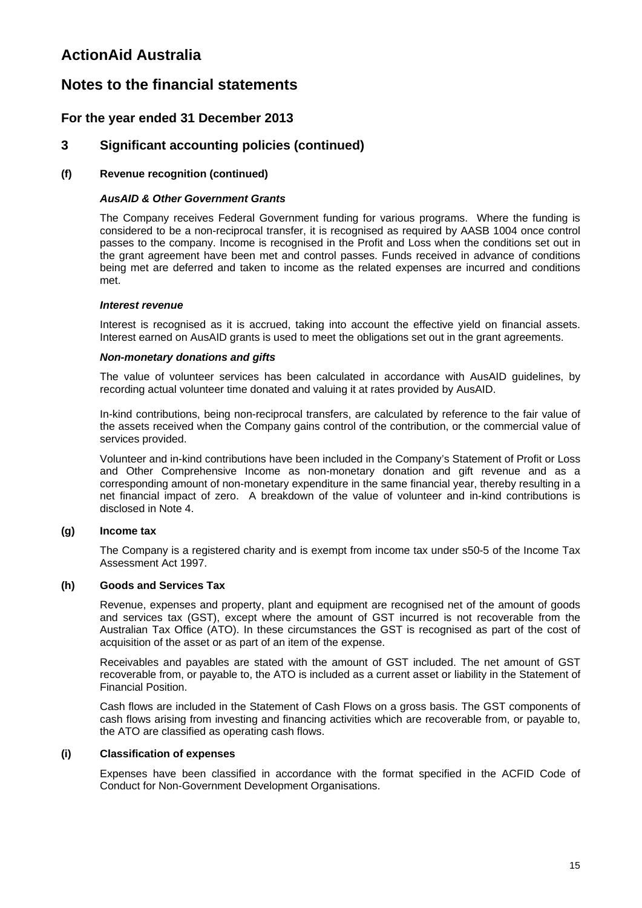# ActionAid Australia

## Notes to the financial statements

### For the year ended 31 December 2013

### 3 Significant accounting policies (continued)

#### (f) Revenue recognition (continued)

***AusAID & Other Government Grants***

The Company receives Federal Government funding for various programs. Where the funding is considered to be a non-reciprocal transfer, it is recognised as required by AASB 1004 once control passes to the company. Income is recognised in the Profit and Loss when the conditions set out in the grant agreement have been met and control passes. Funds received in advance of conditions being met are deferred and taken to income as the related expenses are incurred and conditions met.

***Interest revenue***

Interest is recognised as it is accrued, taking into account the effective yield on financial assets. Interest earned on AusAID grants is used to meet the obligations set out in the grant agreements.

***Non-monetary donations and gifts***

The value of volunteer services has been calculated in accordance with AusAID guidelines, by recording actual volunteer time donated and valuing it at rates provided by AusAID.

In-kind contributions, being non-reciprocal transfers, are calculated by reference to the fair value of the assets received when the Company gains control of the contribution, or the commercial value of services provided.

Volunteer and in-kind contributions have been included in the Company's Statement of Profit or Loss and Other Comprehensive Income as non-monetary donation and gift revenue and as a corresponding amount of non-monetary expenditure in the same financial year, thereby resulting in a net financial impact of zero. A breakdown of the value of volunteer and in-kind contributions is disclosed in Note 4.

#### (g) Income tax

The Company is a registered charity and is exempt from income tax under s50-5 of the Income Tax Assessment Act 1997.

#### (h) Goods and Services Tax

Revenue, expenses and property, plant and equipment are recognised net of the amount of goods and services tax (GST), except where the amount of GST incurred is not recoverable from the Australian Tax Office (ATO). In these circumstances the GST is recognised as part of the cost of acquisition of the asset or as part of an item of the expense.

Receivables and payables are stated with the amount of GST included. The net amount of GST recoverable from, or payable to, the ATO is included as a current asset or liability in the Statement of Financial Position.

Cash flows are included in the Statement of Cash Flows on a gross basis. The GST components of cash flows arising from investing and financing activities which are recoverable from, or payable to, the ATO are classified as operating cash flows.

#### (i) Classification of expenses

Expenses have been classified in accordance with the format specified in the ACFID Code of Conduct for Non-Government Development Organisations.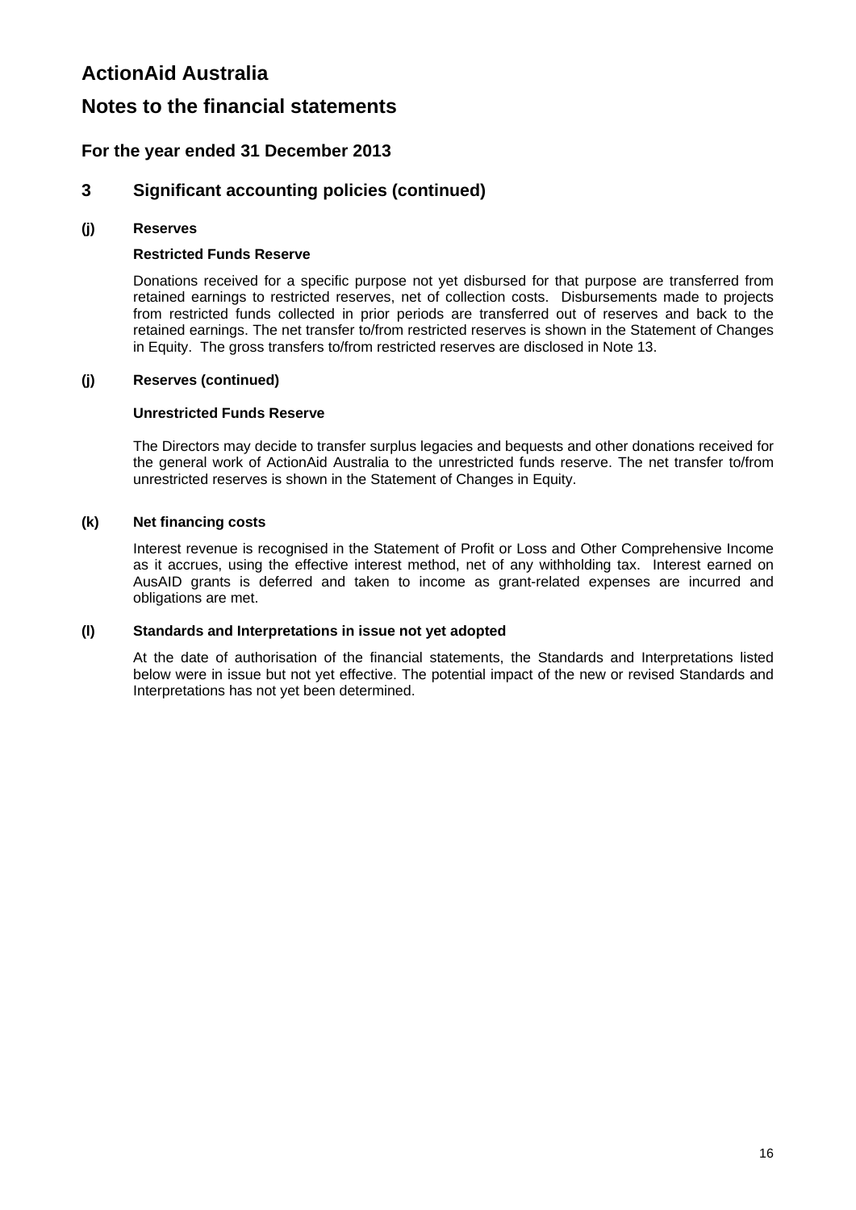# ActionAid Australia

## Notes to the financial statements

### For the year ended 31 December 2013

### 3 Significant accounting policies (continued)

#### (j) Reserves

**Restricted Funds Reserve**

Donations received for a specific purpose not yet disbursed for that purpose are transferred from retained earnings to restricted reserves, net of collection costs. Disbursements made to projects from restricted funds collected in prior periods are transferred out of reserves and back to the retained earnings. The net transfer to/from restricted reserves is shown in the Statement of Changes in Equity. The gross transfers to/from restricted reserves are disclosed in Note 13.

#### (j) Reserves (continued)

**Unrestricted Funds Reserve**

The Directors may decide to transfer surplus legacies and bequests and other donations received for the general work of ActionAid Australia to the unrestricted funds reserve. The net transfer to/from unrestricted reserves is shown in the Statement of Changes in Equity.

#### (k) Net financing costs

Interest revenue is recognised in the Statement of Profit or Loss and Other Comprehensive Income as it accrues, using the effective interest method, net of any withholding tax. Interest earned on AusAID grants is deferred and taken to income as grant-related expenses are incurred and obligations are met.

#### (l) Standards and Interpretations in issue not yet adopted

At the date of authorisation of the financial statements, the Standards and Interpretations listed below were in issue but not yet effective. The potential impact of the new or revised Standards and Interpretations has not yet been determined.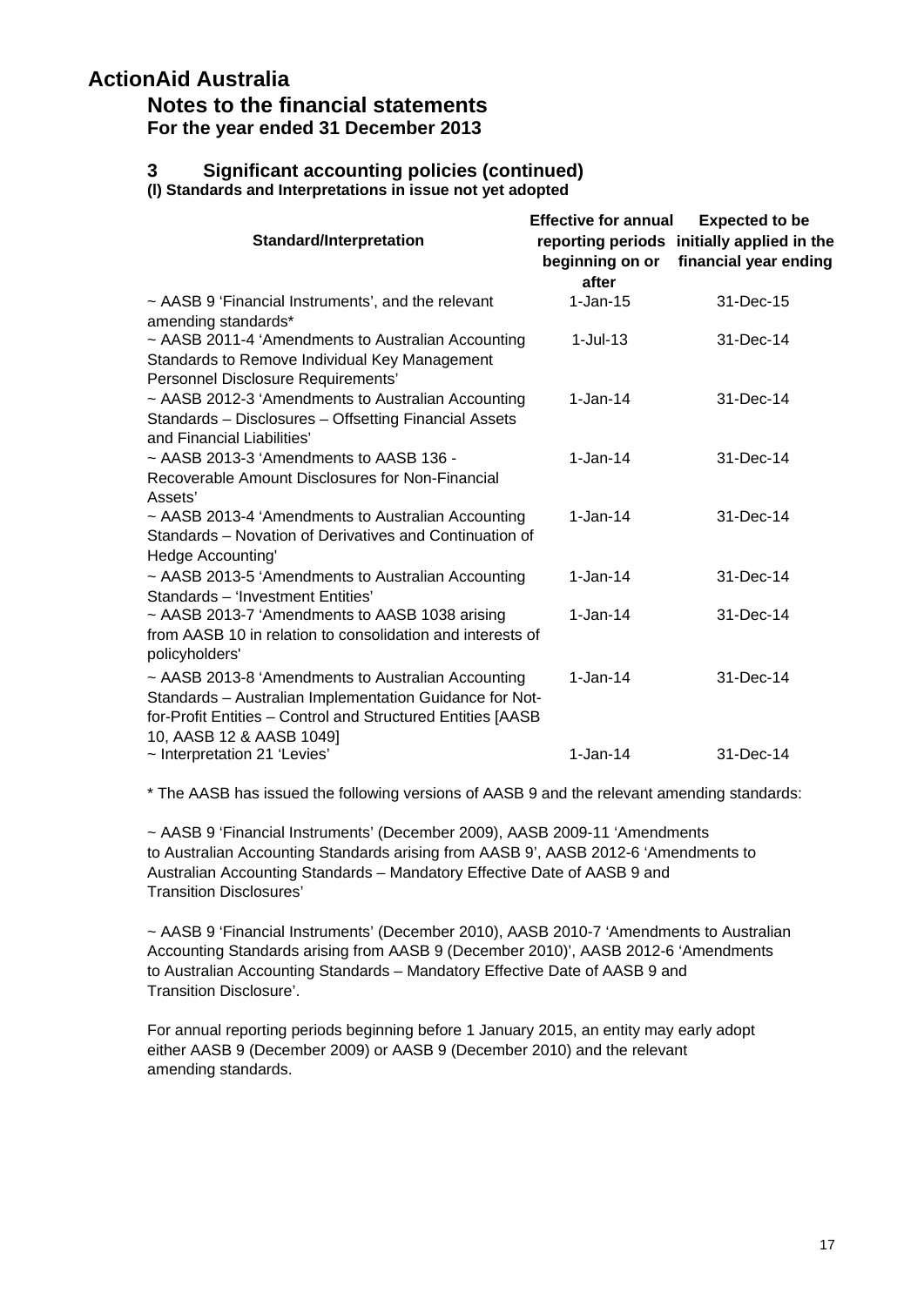# ActionAid Australia

## Notes to the financial statements

### For the year ended 31 December 2013

### 3 Significant accounting policies (continued)

**(l) Standards and Interpretations in issue not yet adopted**

| Standard/Interpretation | Effective for annual reporting periods beginning on or after | Expected to be initially applied in the financial year ending |
|---|---|---|
| ~ AASB 9 'Financial Instruments', and the relevant amending standards* | 1-Jan-15 | 31-Dec-15 |
| ~ AASB 2011-4 'Amendments to Australian Accounting Standards to Remove Individual Key Management Personnel Disclosure Requirements' | 1-Jul-13 | 31-Dec-14 |
| ~ AASB 2012-3 'Amendments to Australian Accounting Standards – Disclosures – Offsetting Financial Assets and Financial Liabilities' | 1-Jan-14 | 31-Dec-14 |
| ~ AASB 2013-3 'Amendments to AASB 136 - Recoverable Amount Disclosures for Non-Financial Assets' | 1-Jan-14 | 31-Dec-14 |
| ~ AASB 2013-4 'Amendments to Australian Accounting Standards – Novation of Derivatives and Continuation of Hedge Accounting' | 1-Jan-14 | 31-Dec-14 |
| ~ AASB 2013-5 'Amendments to Australian Accounting Standards – 'Investment Entities' | 1-Jan-14 | 31-Dec-14 |
| ~ AASB 2013-7 'Amendments to AASB 1038 arising from AASB 10 in relation to consolidation and interests of policyholders' | 1-Jan-14 | 31-Dec-14 |
| ~ AASB 2013-8 'Amendments to Australian Accounting Standards – Australian Implementation Guidance for Not-for-Profit Entities – Control and Structured Entities [AASB 10, AASB 12 & AASB 1049] | 1-Jan-14 | 31-Dec-14 |
| ~ Interpretation 21 'Levies' | 1-Jan-14 | 31-Dec-14 |

* The AASB has issued the following versions of AASB 9 and the relevant amending standards:

~ AASB 9 'Financial Instruments' (December 2009), AASB 2009-11 'Amendments to Australian Accounting Standards arising from AASB 9', AASB 2012-6 'Amendments to Australian Accounting Standards – Mandatory Effective Date of AASB 9 and Transition Disclosures'

~ AASB 9 'Financial Instruments' (December 2010), AASB 2010-7 'Amendments to Australian Accounting Standards arising from AASB 9 (December 2010)', AASB 2012-6 'Amendments to Australian Accounting Standards – Mandatory Effective Date of AASB 9 and Transition Disclosure'.

For annual reporting periods beginning before 1 January 2015, an entity may early adopt either AASB 9 (December 2009) or AASB 9 (December 2010) and the relevant amending standards.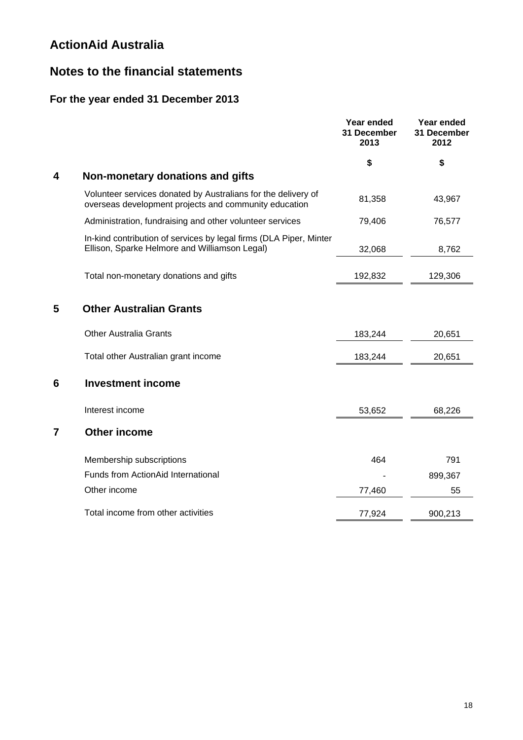# ActionAid Australia

## Notes to the financial statements

### For the year ended 31 December 2013

| | | Year ended 31 December 2013 | Year ended 31 December 2012 |
|---|---|---|---|
| | | $ | $ |
| **4** | **Non-monetary donations and gifts** | | |
| | Volunteer services donated by Australians for the delivery of overseas development projects and community education | 81,358 | 43,967 |
| | Administration, fundraising and other volunteer services | 79,406 | 76,577 |
| | In-kind contribution of services by legal firms (DLA Piper, Minter Ellison, Sparke Helmore and Williamson Legal) | 32,068 | 8,762 |
| | Total non-monetary donations and gifts | 192,832 | 129,306 |
| **5** | **Other Australian Grants** | | |
| | Other Australia Grants | 183,244 | 20,651 |
| | Total other Australian grant income | 183,244 | 20,651 |
| **6** | **Investment income** | | |
| | Interest income | 53,652 | 68,226 |
| **7** | **Other income** | | |
| | Membership subscriptions | 464 | 791 |
| | Funds from ActionAid International | - | 899,367 |
| | Other income | 77,460 | 55 |
| | Total income from other activities | 77,924 | 900,213 |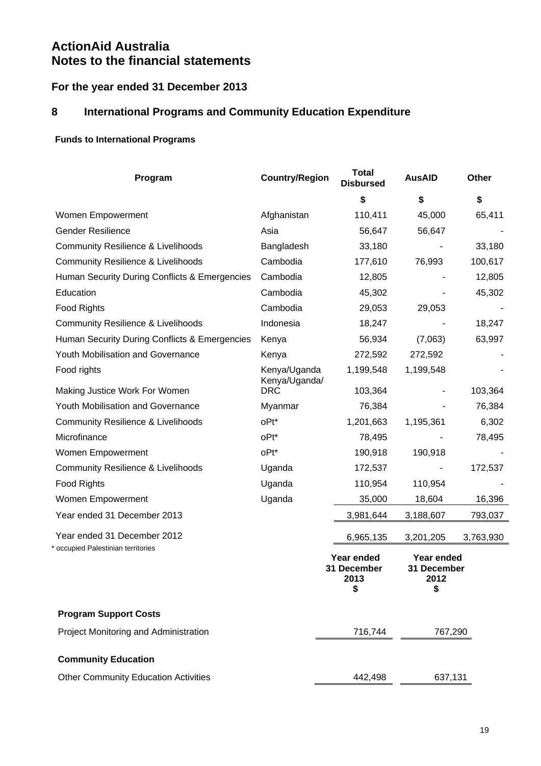# ActionAid Australia
# Notes to the financial statements

## For the year ended 31 December 2013

## 8 International Programs and Community Education Expenditure

### Funds to International Programs

| Program | Country/Region | Total Disbursed | AusAID | Other |
|---|---|---|---|---|
| | | $ | $ | $ |
| Women Empowerment | Afghanistan | 110,411 | 45,000 | 65,411 |
| Gender Resilience | Asia | 56,647 | 56,647 | - |
| Community Resilience & Livelihoods | Bangladesh | 33,180 | - | 33,180 |
| Community Resilience & Livelihoods | Cambodia | 177,610 | 76,993 | 100,617 |
| Human Security During Conflicts & Emergencies | Cambodia | 12,805 | - | 12,805 |
| Education | Cambodia | 45,302 | - | 45,302 |
| Food Rights | Cambodia | 29,053 | 29,053 | - |
| Community Resilience & Livelihoods | Indonesia | 18,247 | - | 18,247 |
| Human Security During Conflicts & Emergencies | Kenya | 56,934 | (7,063) | 63,997 |
| Youth Mobilisation and Governance | Kenya | 272,592 | 272,592 | - |
| Food rights | Kenya/Uganda | 1,199,548 | 1,199,548 | - |
| Making Justice Work For Women | Kenya/Uganda/DRC | 103,364 | - | 103,364 |
| Youth Mobilisation and Governance | Myanmar | 76,384 | - | 76,384 |
| Community Resilience & Livelihoods | oPt* | 1,201,663 | 1,195,361 | 6,302 |
| Microfinance | oPt* | 78,495 | - | 78,495 |
| Women Empowerment | oPt* | 190,918 | 190,918 | - |
| Community Resilience & Livelihoods | Uganda | 172,537 | - | 172,537 |
| Food Rights | Uganda | 110,954 | 110,954 | - |
| Women Empowerment | Uganda | 35,000 | 18,604 | 16,396 |
| Year ended 31 December 2013 | | 3,981,644 | 3,188,607 | 793,037 |
| Year ended 31 December 2012 | | 6,965,135 | 3,201,205 | 3,763,930 |

\* occupied Palestinian territories

| | Year ended 31 December 2013 $ | Year ended 31 December 2012 $ |
|---|---|---|
| **Program Support Costs** | | |
| Project Monitoring and Administration | 716,744 | 767,290 |
| **Community Education** | | |
| Other Community Education Activities | 442,498 | 637,131 |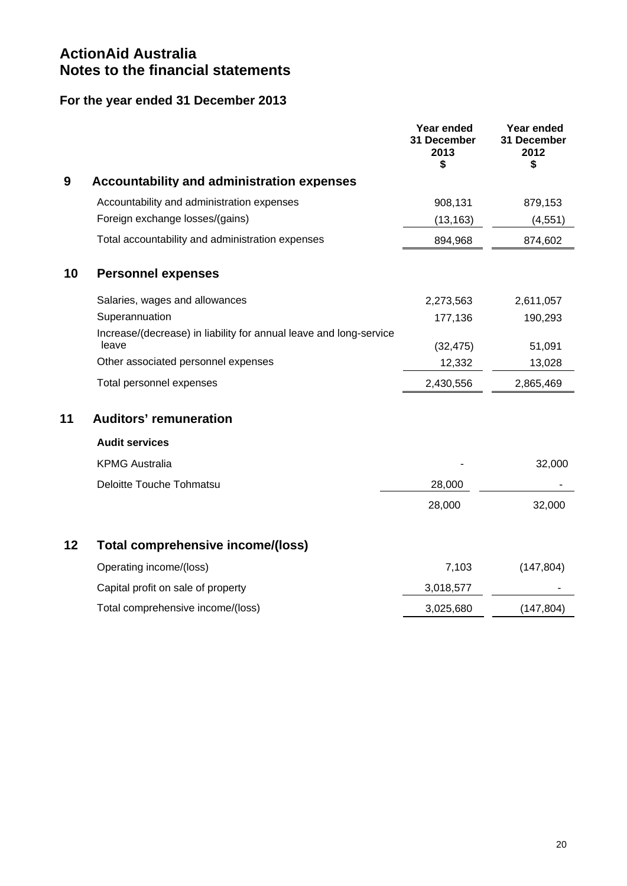# ActionAid Australia
# Notes to the financial statements

## For the year ended 31 December 2013

| | | Year ended 31 December 2013 $ | Year ended 31 December 2012 $ |
|---|---|---|---|
| **9** | **Accountability and administration expenses** | | |
| | Accountability and administration expenses | 908,131 | 879,153 |
| | Foreign exchange losses/(gains) | (13,163) | (4,551) |
| | Total accountability and administration expenses | 894,968 | 874,602 |
| **10** | **Personnel expenses** | | |
| | Salaries, wages and allowances | 2,273,563 | 2,611,057 |
| | Superannuation | 177,136 | 190,293 |
| | Increase/(decrease) in liability for annual leave and long-service leave | (32,475) | 51,091 |
| | Other associated personnel expenses | 12,332 | 13,028 |
| | Total personnel expenses | 2,430,556 | 2,865,469 |
| **11** | **Auditors' remuneration** | | |
| | **Audit services** | | |
| | KPMG Australia | - | 32,000 |
| | Deloitte Touche Tohmatsu | 28,000 | - |
| | | 28,000 | 32,000 |
| **12** | **Total comprehensive income/(loss)** | | |
| | Operating income/(loss) | 7,103 | (147,804) |
| | Capital profit on sale of property | 3,018,577 | - |
| | Total comprehensive income/(loss) | 3,025,680 | (147,804) |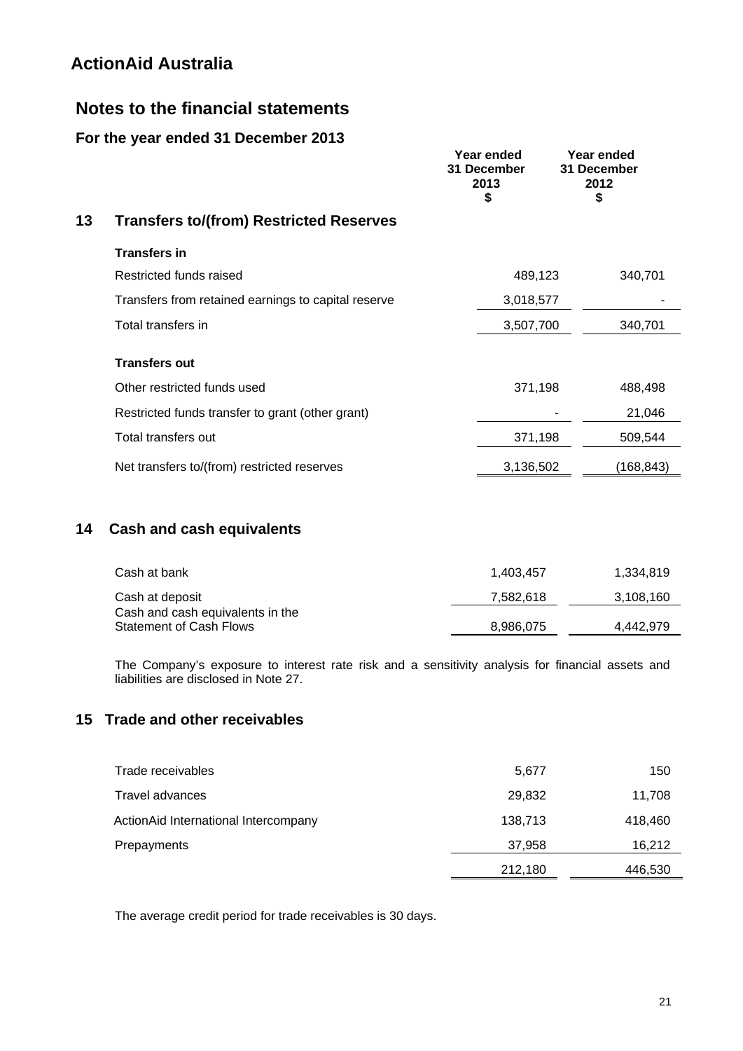# ActionAid Australia

## Notes to the financial statements

### For the year ended 31 December 2013

| | Year ended 31 December 2013 $ | Year ended 31 December 2012 $ |
|---|---|---|
| **13 Transfers to/(from) Restricted Reserves** | | |
| **Transfers in** | | |
| Restricted funds raised | 489,123 | 340,701 |
| Transfers from retained earnings to capital reserve | 3,018,577 | - |
| Total transfers in | 3,507,700 | 340,701 |
| **Transfers out** | | |
| Other restricted funds used | 371,198 | 488,498 |
| Restricted funds transfer to grant (other grant) | - | 21,046 |
| Total transfers out | 371,198 | 509,544 |
| Net transfers to/(from) restricted reserves | 3,136,502 | (168,843) |

## 14 Cash and cash equivalents

| | 2013 $ | 2012 $ |
|---|---|---|
| Cash at bank | 1,403,457 | 1,334,819 |
| Cash at deposit | 7,582,618 | 3,108,160 |
| Cash and cash equivalents in the Statement of Cash Flows | 8,986,075 | 4,442,979 |

The Company's exposure to interest rate risk and a sensitivity analysis for financial assets and liabilities are disclosed in Note 27.

## 15 Trade and other receivables

| | 2013 $ | 2012 $ |
|---|---|---|
| Trade receivables | 5,677 | 150 |
| Travel advances | 29,832 | 11,708 |
| ActionAid International Intercompany | 138,713 | 418,460 |
| Prepayments | 37,958 | 16,212 |
| | 212,180 | 446,530 |

The average credit period for trade receivables is 30 days.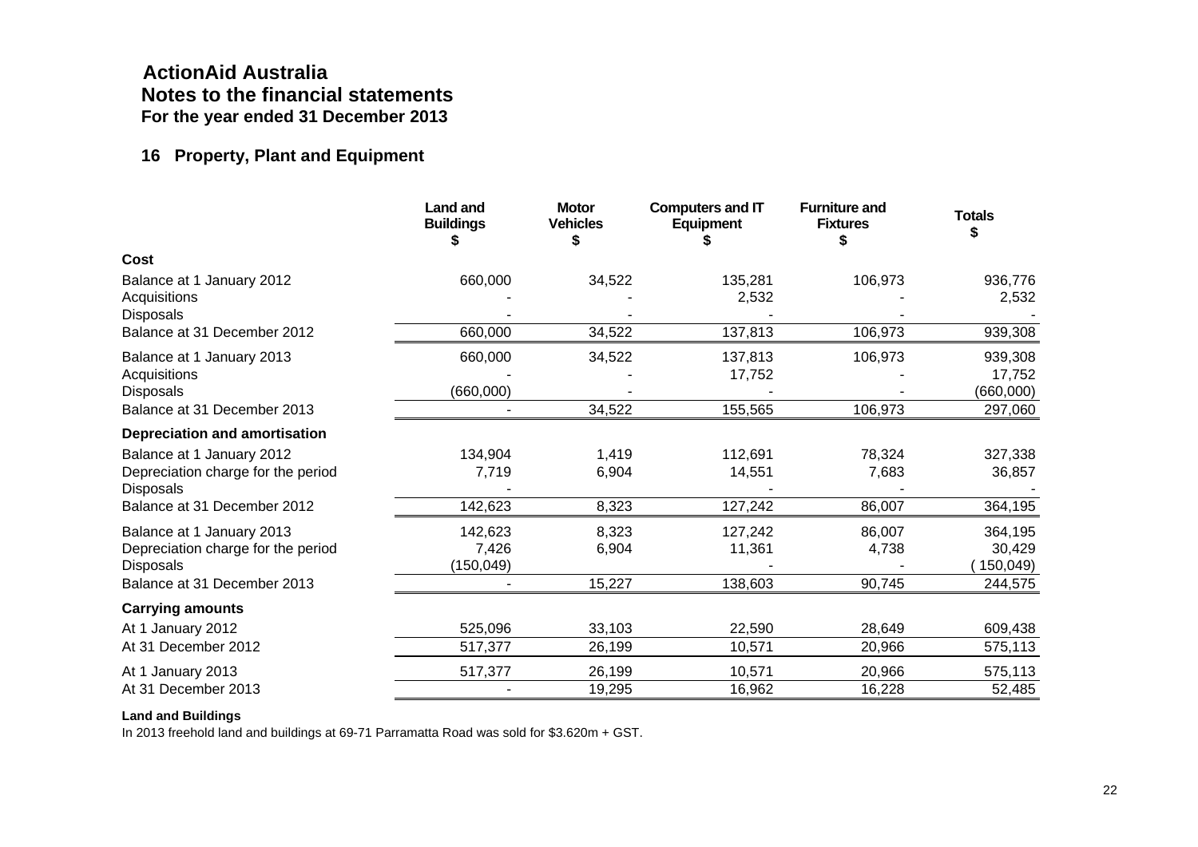# ActionAid Australia

## Notes to the financial statements

**For the year ended 31 December 2013**

### 16 Property, Plant and Equipment

| | Land and Buildings $ | Motor Vehicles $ | Computers and IT Equipment $ | Furniture and Fixtures $ | Totals $ |
|---|---|---|---|---|---|
| **Cost** | | | | | |
| Balance at 1 January 2012 | 660,000 | 34,522 | 135,281 | 106,973 | 936,776 |
| Acquisitions | - | - | 2,532 | - | 2,532 |
| Disposals | - | - | - | - | - |
| Balance at 31 December 2012 | 660,000 | 34,522 | 137,813 | 106,973 | 939,308 |
| Balance at 1 January 2013 | 660,000 | 34,522 | 137,813 | 106,973 | 939,308 |
| Acquisitions | - | - | 17,752 | - | 17,752 |
| Disposals | (660,000) | - | - | - | (660,000) |
| Balance at 31 December 2013 | - | 34,522 | 155,565 | 106,973 | 297,060 |
| **Depreciation and amortisation** | | | | | |
| Balance at 1 January 2012 | 134,904 | 1,419 | 112,691 | 78,324 | 327,338 |
| Depreciation charge for the period | 7,719 | 6,904 | 14,551 | 7,683 | 36,857 |
| Disposals | - | - | - | - | - |
| Balance at 31 December 2012 | 142,623 | 8,323 | 127,242 | 86,007 | 364,195 |
| Balance at 1 January 2013 | 142,623 | 8,323 | 127,242 | 86,007 | 364,195 |
| Depreciation charge for the period | 7,426 | 6,904 | 11,361 | 4,738 | 30,429 |
| Disposals | (150,049) | | - | - | (150,049) |
| Balance at 31 December 2013 | - | 15,227 | 138,603 | 90,745 | 244,575 |
| **Carrying amounts** | | | | | |
| At 1 January 2012 | 525,096 | 33,103 | 22,590 | 28,649 | 609,438 |
| At 31 December 2012 | 517,377 | 26,199 | 10,571 | 20,966 | 575,113 |
| At 1 January 2013 | 517,377 | 26,199 | 10,571 | 20,966 | 575,113 |
| At 31 December 2013 | - | 19,295 | 16,962 | 16,228 | 52,485 |

**Land and Buildings**

In 2013 freehold land and buildings at 69-71 Parramatta Road was sold for $3.620m + GST.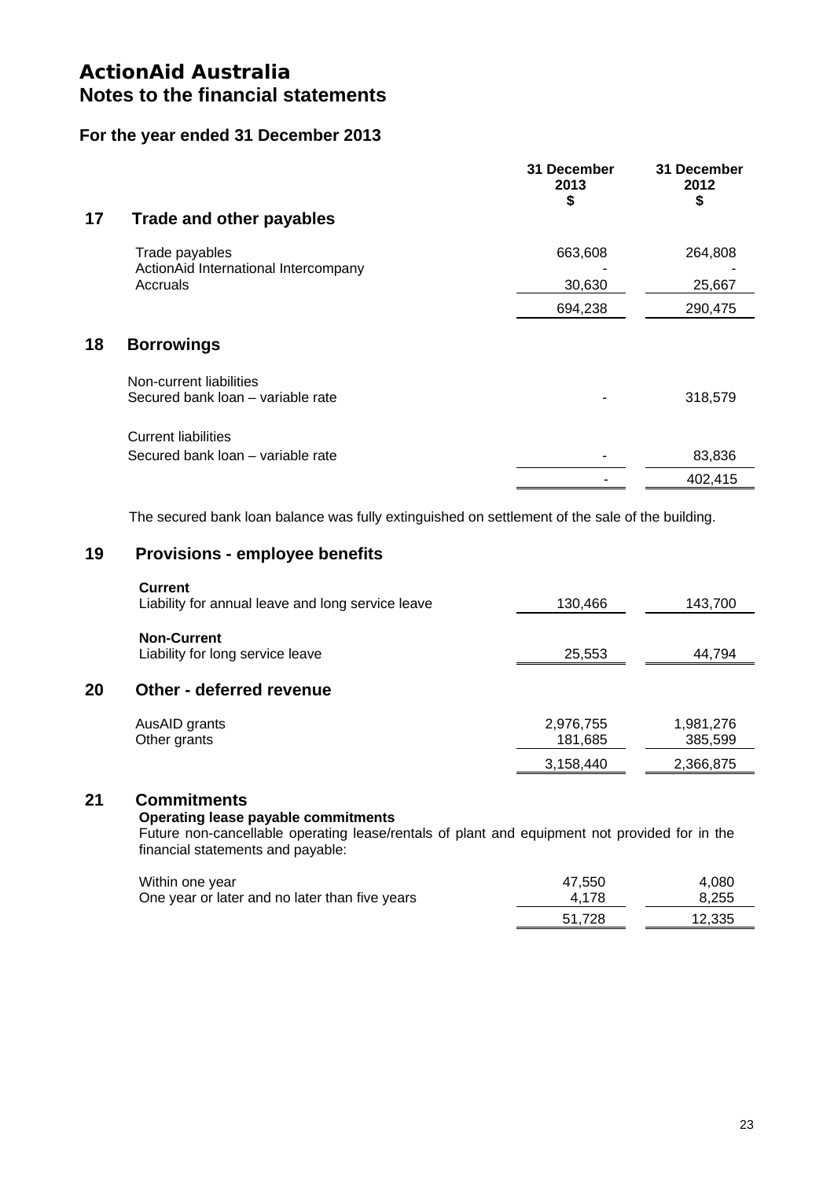# ActionAid Australia
## Notes to the financial statements

### For the year ended 31 December 2013

| | 31 December 2013 $ | 31 December 2012 $ |
|---|---|---|
| **17 Trade and other payables** | | |
| Trade payables | 663,608 | 264,808 |
| ActionAid International Intercompany | - | - |
| Accruals | 30,630 | 25,667 |
| | 694,238 | 290,475 |

### 18 Borrowings

| | 31 December 2013 $ | 31 December 2012 $ |
|---|---|---|
| Non-current liabilities | | |
| Secured bank loan – variable rate | - | 318,579 |
| Current liabilities | | |
| Secured bank loan – variable rate | - | 83,836 |
| | - | 402,415 |

The secured bank loan balance was fully extinguished on settlement of the sale of the building.

### 19 Provisions - employee benefits

| | 31 December 2013 $ | 31 December 2012 $ |
|---|---|---|
| **Current** | | |
| Liability for annual leave and long service leave | 130,466 | 143,700 |
| **Non-Current** | | |
| Liability for long service leave | 25,553 | 44,794 |

### 20 Other - deferred revenue

| | 31 December 2013 $ | 31 December 2012 $ |
|---|---|---|
| AusAID grants | 2,976,755 | 1,981,276 |
| Other grants | 181,685 | 385,599 |
| | 3,158,440 | 2,366,875 |

### 21 Commitments

**Operating lease payable commitments**

Future non-cancellable operating lease/rentals of plant and equipment not provided for in the financial statements and payable:

| | 31 December 2013 $ | 31 December 2012 $ |
|---|---|---|
| Within one year | 47,550 | 4,080 |
| One year or later and no later than five years | 4,178 | 8,255 |
| | 51,728 | 12,335 |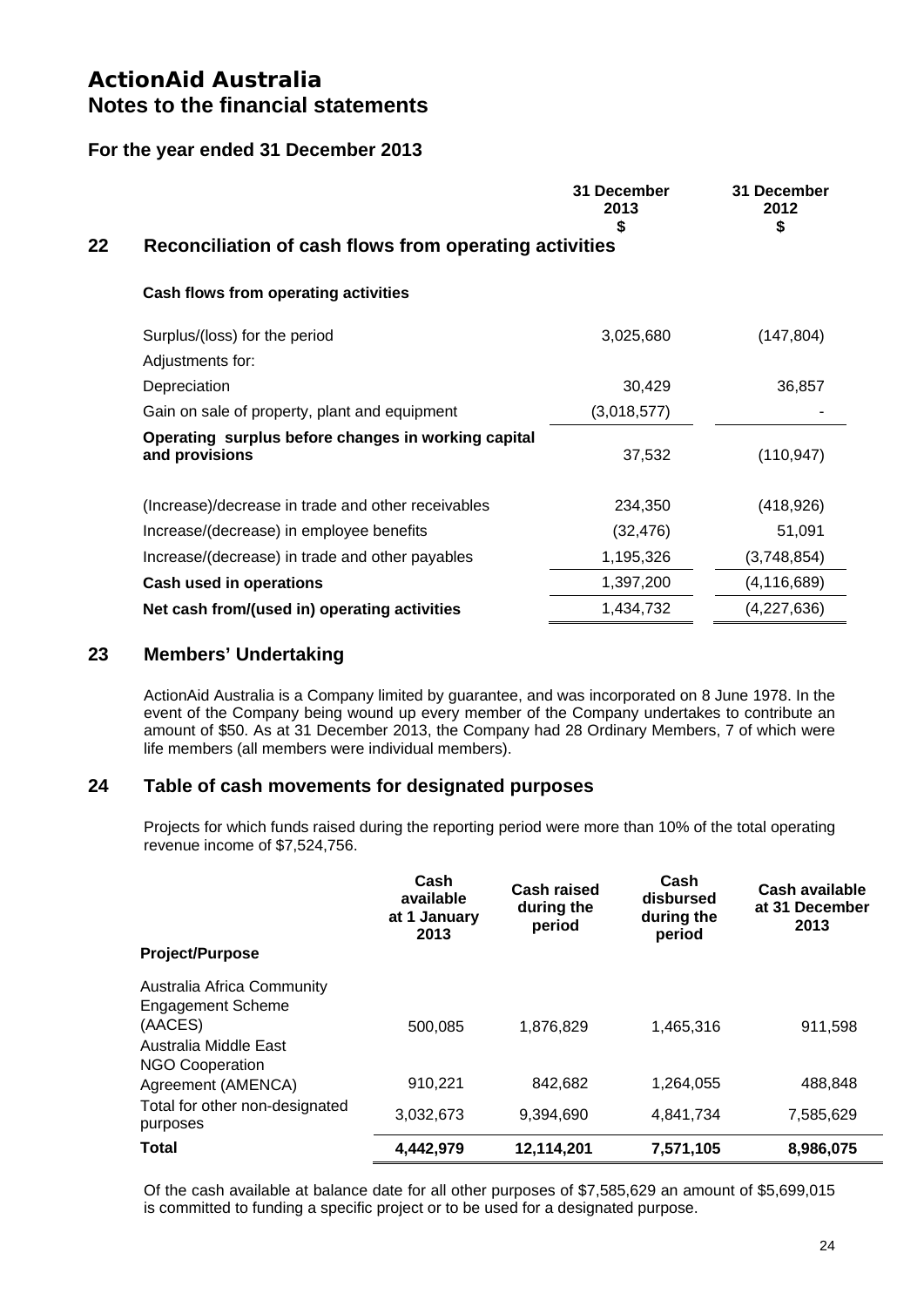# ActionAid Australia
## Notes to the financial statements

### For the year ended 31 December 2013

## 22 Reconciliation of cash flows from operating activities

| | 31 December 2013 $ | 31 December 2012 $ |
|---|---|---|
| **Cash flows from operating activities** | | |
| Surplus/(loss) for the period | 3,025,680 | (147,804) |
| Adjustments for: | | |
| Depreciation | 30,429 | 36,857 |
| Gain on sale of property, plant and equipment | (3,018,577) | - |
| **Operating surplus before changes in working capital and provisions** | 37,532 | (110,947) |
| (Increase)/decrease in trade and other receivables | 234,350 | (418,926) |
| Increase/(decrease) in employee benefits | (32,476) | 51,091 |
| Increase/(decrease) in trade and other payables | 1,195,326 | (3,748,854) |
| **Cash used in operations** | 1,397,200 | (4,116,689) |
| **Net cash from/(used in) operating activities** | 1,434,732 | (4,227,636) |

## 23 Members' Undertaking

ActionAid Australia is a Company limited by guarantee, and was incorporated on 8 June 1978. In the event of the Company being wound up every member of the Company undertakes to contribute an amount of $50. As at 31 December 2013, the Company had 28 Ordinary Members, 7 of which were life members (all members were individual members).

## 24 Table of cash movements for designated purposes

Projects for which funds raised during the reporting period were more than 10% of the total operating revenue income of $7,524,756.

| Project/Purpose | Cash available at 1 January 2013 | Cash raised during the period | Cash disbursed during the period | Cash available at 31 December 2013 |
|---|---|---|---|---|
| Australia Africa Community Engagement Scheme (AACES) | 500,085 | 1,876,829 | 1,465,316 | 911,598 |
| Australia Middle East NGO Cooperation Agreement (AMENCA) | 910,221 | 842,682 | 1,264,055 | 488,848 |
| Total for other non-designated purposes | 3,032,673 | 9,394,690 | 4,841,734 | 7,585,629 |
| **Total** | **4,442,979** | **12,114,201** | **7,571,105** | **8,986,075** |

Of the cash available at balance date for all other purposes of $7,585,629 an amount of $5,699,015 is committed to funding a specific project or to be used for a designated purpose.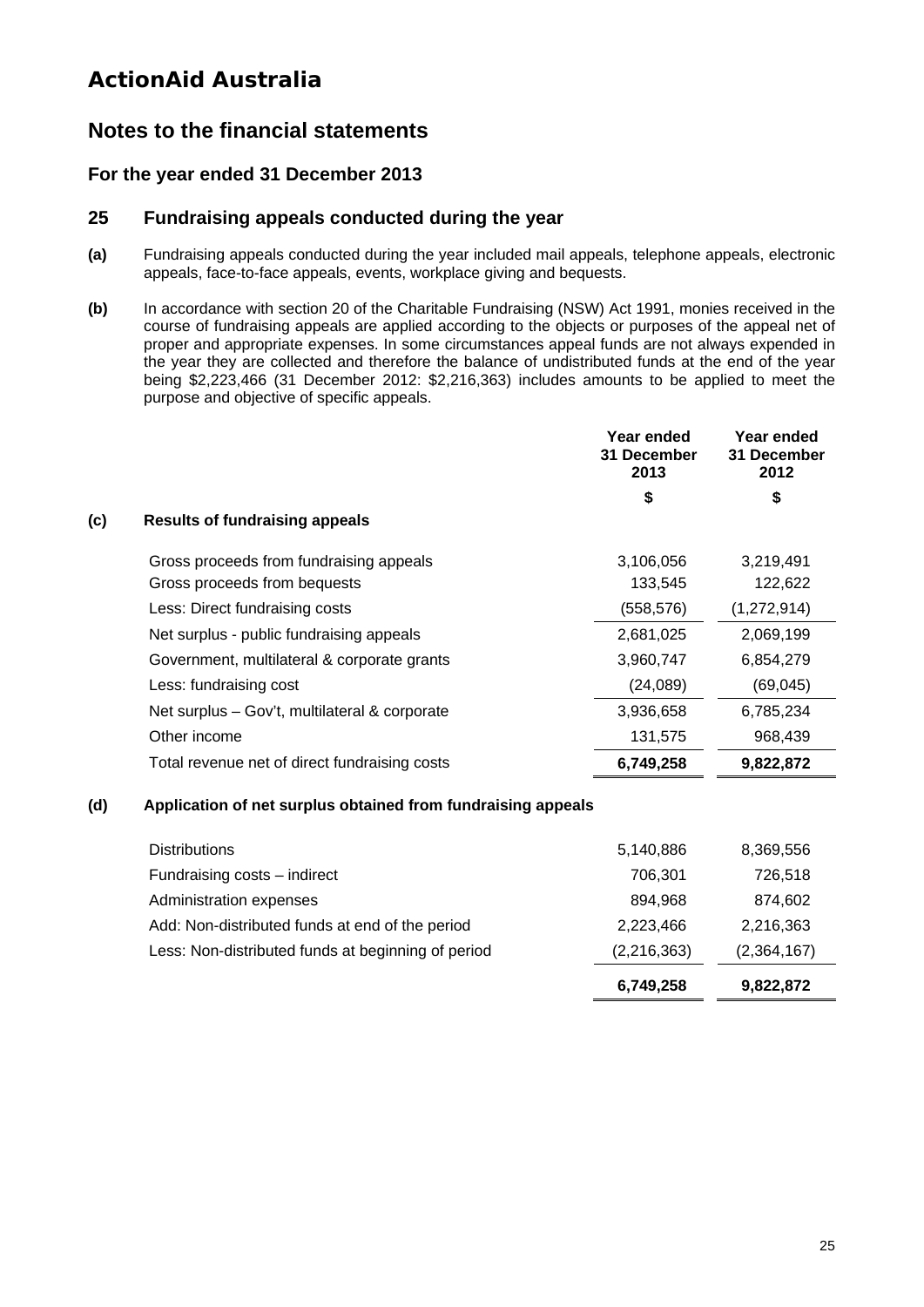# ActionAid Australia

## Notes to the financial statements

### For the year ended 31 December 2013

### 25 Fundraising appeals conducted during the year

**(a)** Fundraising appeals conducted during the year included mail appeals, telephone appeals, electronic appeals, face-to-face appeals, events, workplace giving and bequests.

**(b)** In accordance with section 20 of the Charitable Fundraising (NSW) Act 1991, monies received in the course of fundraising appeals are applied according to the objects or purposes of the appeal net of proper and appropriate expenses. In some circumstances appeal funds are not always expended in the year they are collected and therefore the balance of undistributed funds at the end of the year being $2,223,466 (31 December 2012: $2,216,363) includes amounts to be applied to meet the purpose and objective of specific appeals.

| | | Year ended 31 December 2013 | Year ended 31 December 2012 |
|---|---|---|---|
| | | $ | $ |
| **(c)** | **Results of fundraising appeals** | | |
| | Gross proceeds from fundraising appeals | 3,106,056 | 3,219,491 |
| | Gross proceeds from bequests | 133,545 | 122,622 |
| | Less: Direct fundraising costs | (558,576) | (1,272,914) |
| | Net surplus - public fundraising appeals | 2,681,025 | 2,069,199 |
| | Government, multilateral & corporate grants | 3,960,747 | 6,854,279 |
| | Less: fundraising cost | (24,089) | (69,045) |
| | Net surplus – Gov't, multilateral & corporate | 3,936,658 | 6,785,234 |
| | Other income | 131,575 | 968,439 |
| | Total revenue net of direct fundraising costs | **6,749,258** | **9,822,872** |
| **(d)** | **Application of net surplus obtained from fundraising appeals** | | |
| | Distributions | 5,140,886 | 8,369,556 |
| | Fundraising costs – indirect | 706,301 | 726,518 |
| | Administration expenses | 894,968 | 874,602 |
| | Add: Non-distributed funds at end of the period | 2,223,466 | 2,216,363 |
| | Less: Non-distributed funds at beginning of period | (2,216,363) | (2,364,167) |
| | | **6,749,258** | **9,822,872** |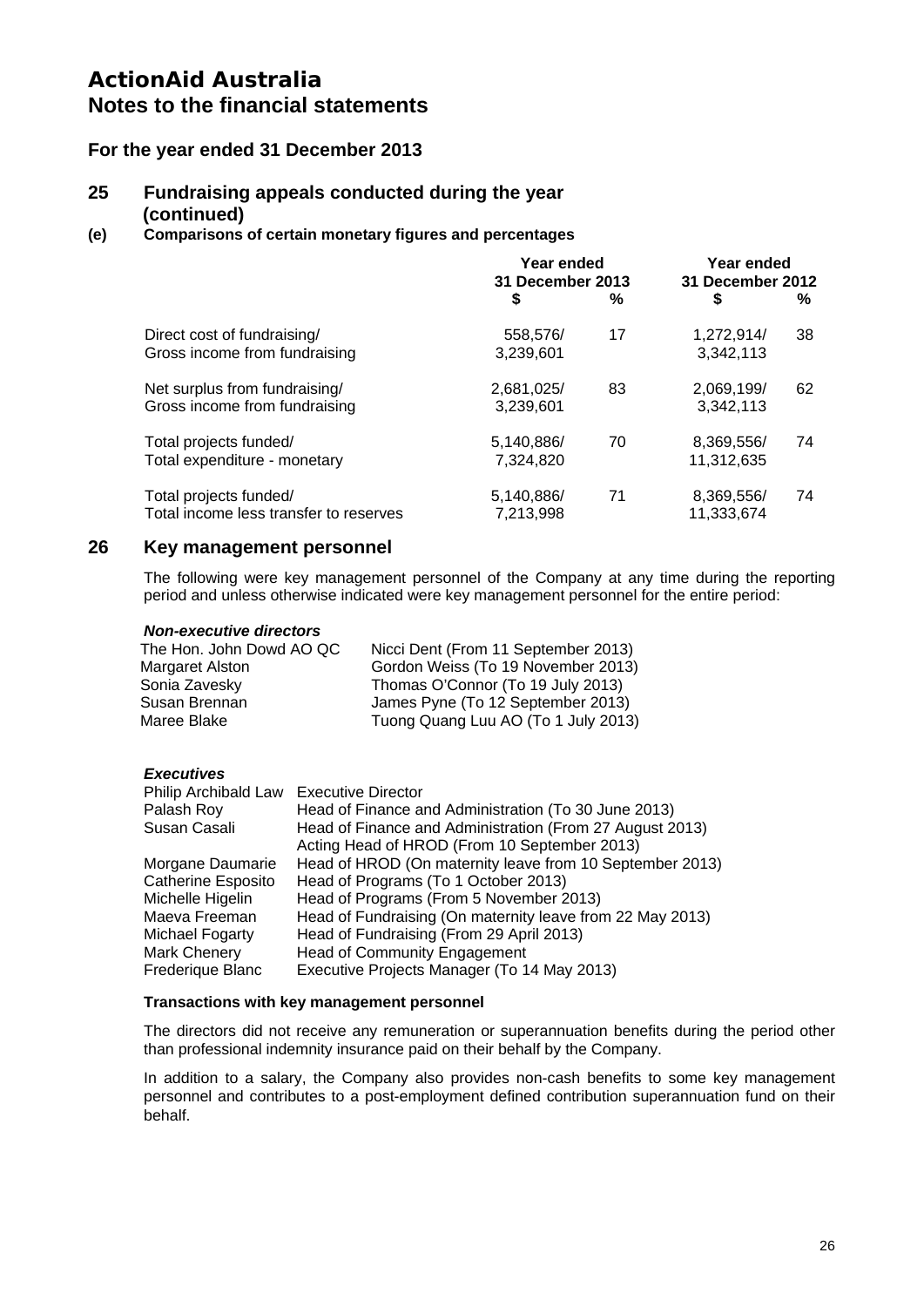# ActionAid Australia

## Notes to the financial statements

### For the year ended 31 December 2013

## 25 Fundraising appeals conducted during the year (continued)

### (e) Comparisons of certain monetary figures and percentages

| | Year ended 31 December 2013 | | Year ended 31 December 2012 | |
|---|---|---|---|---|
| | $ | % | $ | % |
| Direct cost of fundraising/ Gross income from fundraising | 558,576/ 3,239,601 | 17 | 1,272,914/ 3,342,113 | 38 |
| Net surplus from fundraising/ Gross income from fundraising | 2,681,025/ 3,239,601 | 83 | 2,069,199/ 3,342,113 | 62 |
| Total projects funded/ Total expenditure - monetary | 5,140,886/ 7,324,820 | 70 | 8,369,556/ 11,312,635 | 74 |
| Total projects funded/ Total income less transfer to reserves | 5,140,886/ 7,213,998 | 71 | 8,369,556/ 11,333,674 | 74 |

## 26 Key management personnel

The following were key management personnel of the Company at any time during the reporting period and unless otherwise indicated were key management personnel for the entire period:

***Non-executive directors***

| | |
|---|---|
| The Hon. John Dowd AO QC | Nicci Dent (From 11 September 2013) |
| Margaret Alston | Gordon Weiss (To 19 November 2013) |
| Sonia Zavesky | Thomas O'Connor (To 19 July 2013) |
| Susan Brennan | James Pyne (To 12 September 2013) |
| Maree Blake | Tuong Quang Luu AO (To 1 July 2013) |

***Executives***

| | |
|---|---|
| Philip Archibald Law | Executive Director |
| Palash Roy | Head of Finance and Administration (To 30 June 2013) |
| Susan Casali | Head of Finance and Administration (From 27 August 2013) Acting Head of HROD (From 10 September 2013) |
| Morgane Daumarie | Head of HROD (On maternity leave from 10 September 2013) |
| Catherine Esposito | Head of Programs (To 1 October 2013) |
| Michelle Higelin | Head of Programs (From 5 November 2013) |
| Maeva Freeman | Head of Fundraising (On maternity leave from 22 May 2013) |
| Michael Fogarty | Head of Fundraising (From 29 April 2013) |
| Mark Chenery | Head of Community Engagement |
| Frederique Blanc | Executive Projects Manager (To 14 May 2013) |

**Transactions with key management personnel**

The directors did not receive any remuneration or superannuation benefits during the period other than professional indemnity insurance paid on their behalf by the Company.

In addition to a salary, the Company also provides non-cash benefits to some key management personnel and contributes to a post-employment defined contribution superannuation fund on their behalf.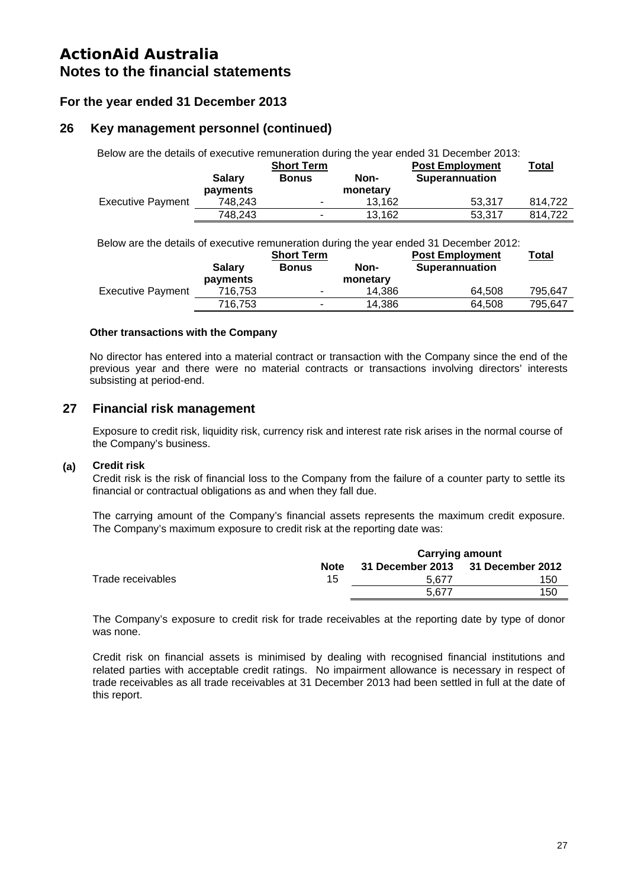# ActionAid Australia
## Notes to the financial statements

### For the year ended 31 December 2013

### 26 Key management personnel (continued)

Below are the details of executive remuneration during the year ended 31 December 2013:

| | Short Term | | | Post Employment | Total |
|---|---|---|---|---|---|
| | Salary payments | Bonus | Non-monetary | Superannuation | |
| Executive Payment | 748,243 | - | 13,162 | 53,317 | 814,722 |
| | 748,243 | - | 13,162 | 53,317 | 814,722 |

Below are the details of executive remuneration during the year ended 31 December 2012:

| | Short Term | | | Post Employment | Total |
|---|---|---|---|---|---|
| | Salary payments | Bonus | Non-monetary | Superannuation | |
| Executive Payment | 716,753 | - | 14,386 | 64,508 | 795,647 |
| | 716,753 | - | 14,386 | 64,508 | 795,647 |

**Other transactions with the Company**

No director has entered into a material contract or transaction with the Company since the end of the previous year and there were no material contracts or transactions involving directors' interests subsisting at period-end.

### 27 Financial risk management

Exposure to credit risk, liquidity risk, currency risk and interest rate risk arises in the normal course of the Company's business.

**(a) Credit risk**

Credit risk is the risk of financial loss to the Company from the failure of a counter party to settle its financial or contractual obligations as and when they fall due.

The carrying amount of the Company's financial assets represents the maximum credit exposure. The Company's maximum exposure to credit risk at the reporting date was:

| | | Carrying amount | |
|---|---|---|---|
| | Note | 31 December 2013 | 31 December 2012 |
| Trade receivables | 15 | 5,677 | 150 |
| | | 5,677 | 150 |

The Company's exposure to credit risk for trade receivables at the reporting date by type of donor was none.

Credit risk on financial assets is minimised by dealing with recognised financial institutions and related parties with acceptable credit ratings. No impairment allowance is necessary in respect of trade receivables as all trade receivables at 31 December 2013 had been settled in full at the date of this report.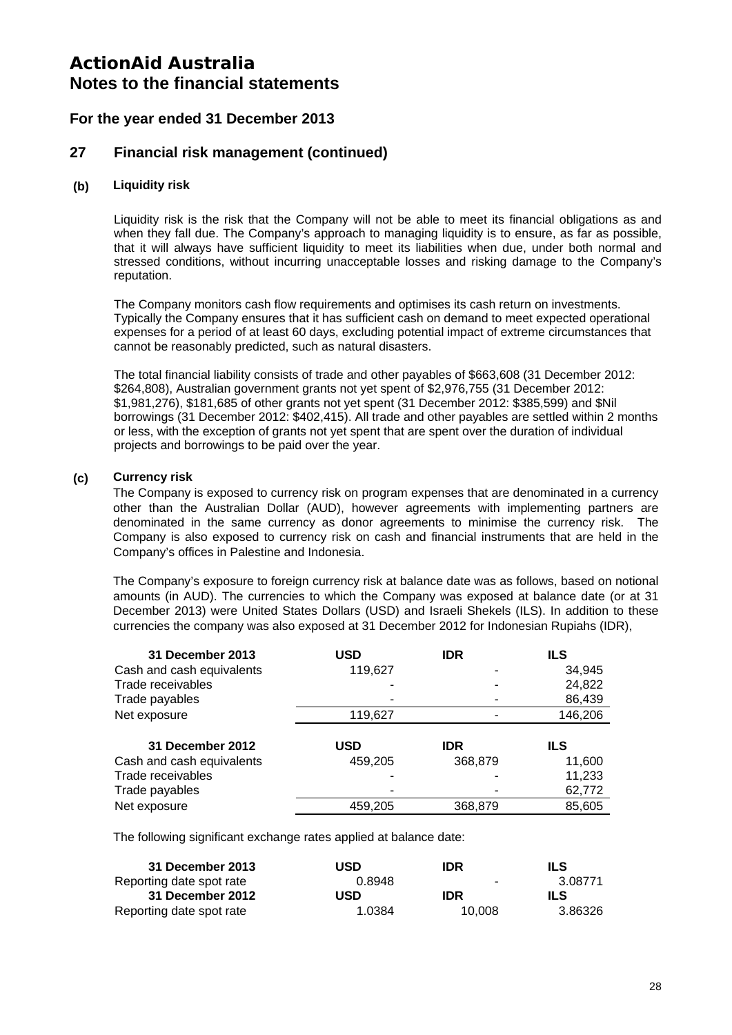# ActionAid Australia
## Notes to the financial statements

### For the year ended 31 December 2013

### 27 Financial risk management (continued)

#### (b) Liquidity risk

Liquidity risk is the risk that the Company will not be able to meet its financial obligations as and when they fall due. The Company's approach to managing liquidity is to ensure, as far as possible, that it will always have sufficient liquidity to meet its liabilities when due, under both normal and stressed conditions, without incurring unacceptable losses and risking damage to the Company's reputation.

The Company monitors cash flow requirements and optimises its cash return on investments. Typically the Company ensures that it has sufficient cash on demand to meet expected operational expenses for a period of at least 60 days, excluding potential impact of extreme circumstances that cannot be reasonably predicted, such as natural disasters.

The total financial liability consists of trade and other payables of $663,608 (31 December 2012: $264,808), Australian government grants not yet spent of $2,976,755 (31 December 2012: $1,981,276), $181,685 of other grants not yet spent (31 December 2012: $385,599) and $Nil borrowings (31 December 2012: $402,415). All trade and other payables are settled within 2 months or less, with the exception of grants not yet spent that are spent over the duration of individual projects and borrowings to be paid over the year.

#### (c) Currency risk

The Company is exposed to currency risk on program expenses that are denominated in a currency other than the Australian Dollar (AUD), however agreements with implementing partners are denominated in the same currency as donor agreements to minimise the currency risk. The Company is also exposed to currency risk on cash and financial instruments that are held in the Company's offices in Palestine and Indonesia.

The Company's exposure to foreign currency risk at balance date was as follows, based on notional amounts (in AUD). The currencies to which the Company was exposed at balance date (or at 31 December 2013) were United States Dollars (USD) and Israeli Shekels (ILS). In addition to these currencies the company was also exposed at 31 December 2012 for Indonesian Rupiahs (IDR),

| 31 December 2013 | USD | IDR | ILS |
|---|---|---|---|
| Cash and cash equivalents | 119,627 | - | 34,945 |
| Trade receivables | - | - | 24,822 |
| Trade payables | - | - | 86,439 |
| Net exposure | 119,627 | - | 146,206 |
| **31 December 2012** | **USD** | **IDR** | **ILS** |
| Cash and cash equivalents | 459,205 | 368,879 | 11,600 |
| Trade receivables | - | - | 11,233 |
| Trade payables | - | - | 62,772 |
| Net exposure | 459,205 | 368,879 | 85,605 |

The following significant exchange rates applied at balance date:

| 31 December 2013 | USD | IDR | ILS |
|---|---|---|---|
| Reporting date spot rate | 0.8948 | - | 3.08771 |
| **31 December 2012** | **USD** | **IDR** | **ILS** |
| Reporting date spot rate | 1.0384 | 10,008 | 3.86326 |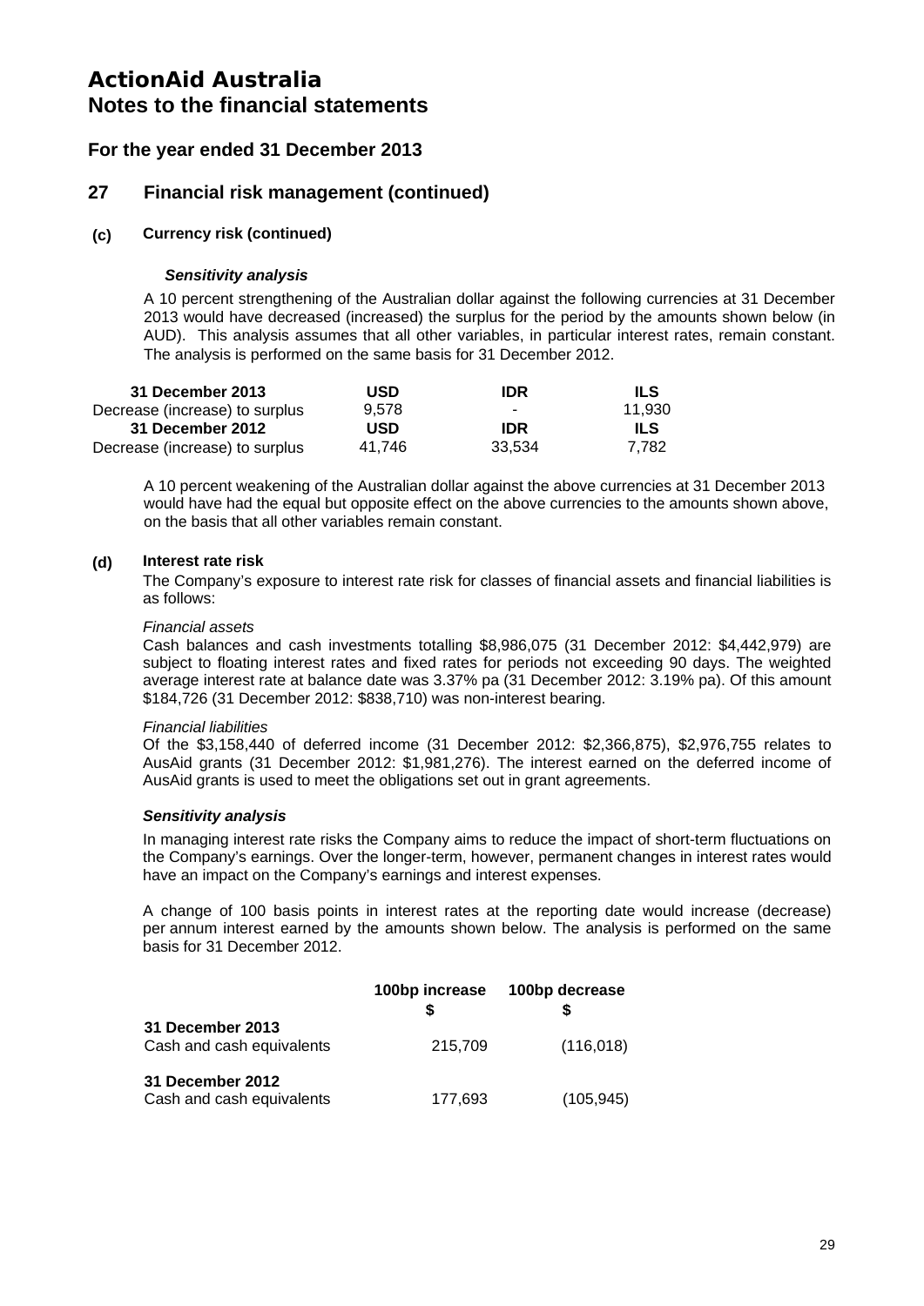# ActionAid Australia
## Notes to the financial statements

### For the year ended 31 December 2013

### 27 Financial risk management (continued)

#### (c) Currency risk (continued)

***Sensitivity analysis***

A 10 percent strengthening of the Australian dollar against the following currencies at 31 December 2013 would have decreased (increased) the surplus for the period by the amounts shown below (in AUD). This analysis assumes that all other variables, in particular interest rates, remain constant. The analysis is performed on the same basis for 31 December 2012.

| **31 December 2013** | **USD** | **IDR** | **ILS** |
|---|---|---|---|
| Decrease (increase) to surplus | 9,578 | - | 11,930 |
| **31 December 2012** | **USD** | **IDR** | **ILS** |
| Decrease (increase) to surplus | 41,746 | 33,534 | 7,782 |

A 10 percent weakening of the Australian dollar against the above currencies at 31 December 2013 would have had the equal but opposite effect on the above currencies to the amounts shown above, on the basis that all other variables remain constant.

#### (d) Interest rate risk

The Company's exposure to interest rate risk for classes of financial assets and financial liabilities is as follows:

*Financial assets*

Cash balances and cash investments totalling $8,986,075 (31 December 2012: $4,442,979) are subject to floating interest rates and fixed rates for periods not exceeding 90 days. The weighted average interest rate at balance date was 3.37% pa (31 December 2012: 3.19% pa). Of this amount $184,726 (31 December 2012: $838,710) was non-interest bearing.

*Financial liabilities*

Of the $3,158,440 of deferred income (31 December 2012: $2,366,875), $2,976,755 relates to AusAid grants (31 December 2012: $1,981,276). The interest earned on the deferred income of AusAid grants is used to meet the obligations set out in grant agreements.

***Sensitivity analysis***

In managing interest rate risks the Company aims to reduce the impact of short-term fluctuations on the Company's earnings. Over the longer-term, however, permanent changes in interest rates would have an impact on the Company's earnings and interest expenses.

A change of 100 basis points in interest rates at the reporting date would increase (decrease) per annum interest earned by the amounts shown below. The analysis is performed on the same basis for 31 December 2012.

| | **100bp increase** | **100bp decrease** |
|---|---|---|
| | **$** | **$** |
| **31 December 2013** | | |
| Cash and cash equivalents | 215,709 | (116,018) |
| **31 December 2012** | | |
| Cash and cash equivalents | 177,693 | (105,945) |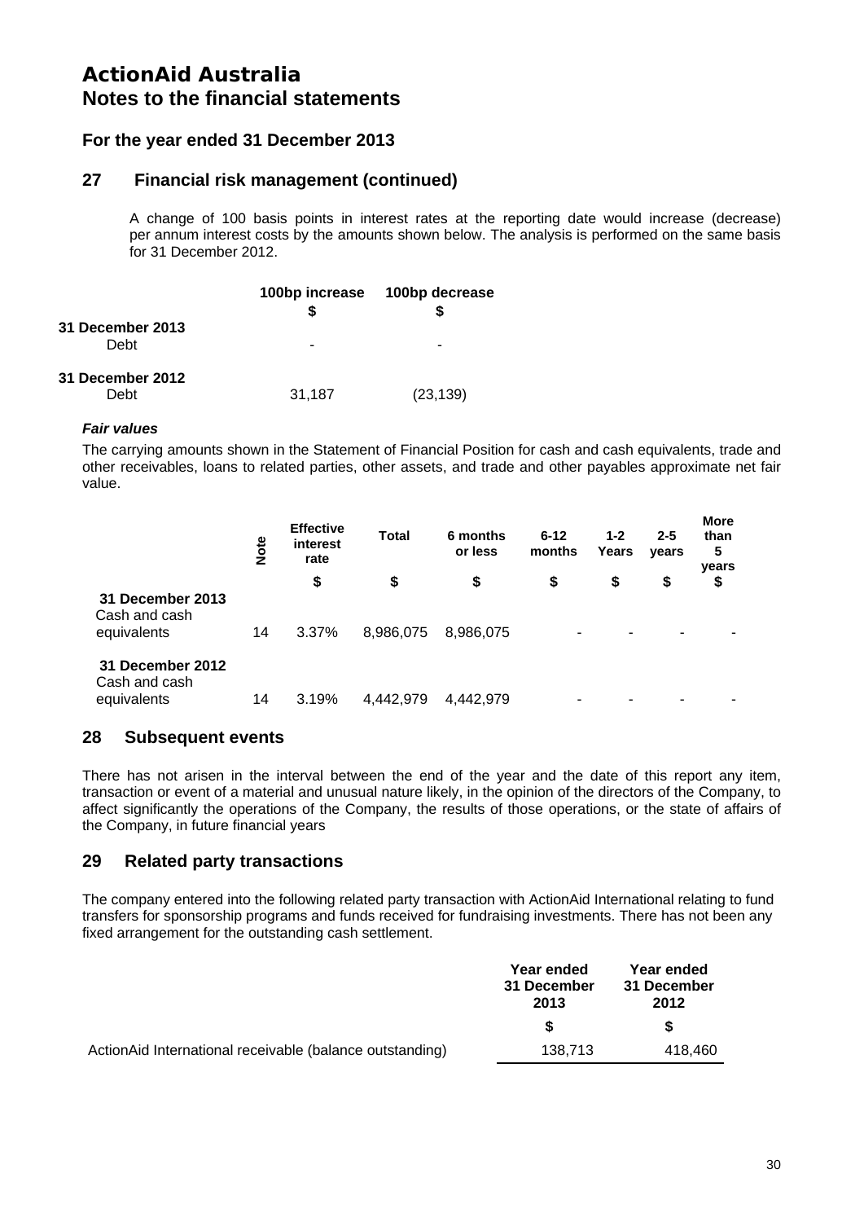# ActionAid Australia
## Notes to the financial statements

### For the year ended 31 December 2013

### 27 Financial risk management (continued)

A change of 100 basis points in interest rates at the reporting date would increase (decrease) per annum interest costs by the amounts shown below. The analysis is performed on the same basis for 31 December 2012.

| | 100bp increase | 100bp decrease |
|---|---|---|
| | $ | $ |
| **31 December 2013** | | |
| Debt | - | - |
| **31 December 2012** | | |
| Debt | 31,187 | (23,139) |

***Fair values***

The carrying amounts shown in the Statement of Financial Position for cash and cash equivalents, trade and other receivables, loans to related parties, other assets, and trade and other payables approximate net fair value.

| | Note | Effective interest rate | Total | 6 months or less | 6-12 months | 1-2 Years | 2-5 years | More than 5 years |
|---|---|---|---|---|---|---|---|---|
| | | $ | $ | $ | $ | $ | $ | $ |
| **31 December 2013** | | | | | | | | |
| Cash and cash equivalents | 14 | 3.37% | 8,986,075 | 8,986,075 | - | - | - | - |
| **31 December 2012** | | | | | | | | |
| Cash and cash equivalents | 14 | 3.19% | 4,442,979 | 4,442,979 | - | - | - | - |

### 28 Subsequent events

There has not arisen in the interval between the end of the year and the date of this report any item, transaction or event of a material and unusual nature likely, in the opinion of the directors of the Company, to affect significantly the operations of the Company, the results of those operations, or the state of affairs of the Company, in future financial years

### 29 Related party transactions

The company entered into the following related party transaction with ActionAid International relating to fund transfers for sponsorship programs and funds received for fundraising investments. There has not been any fixed arrangement for the outstanding cash settlement.

| | Year ended 31 December 2013 | Year ended 31 December 2012 |
|---|---|---|
| | $ | $ |
| ActionAid International receivable (balance outstanding) | 138,713 | 418,460 |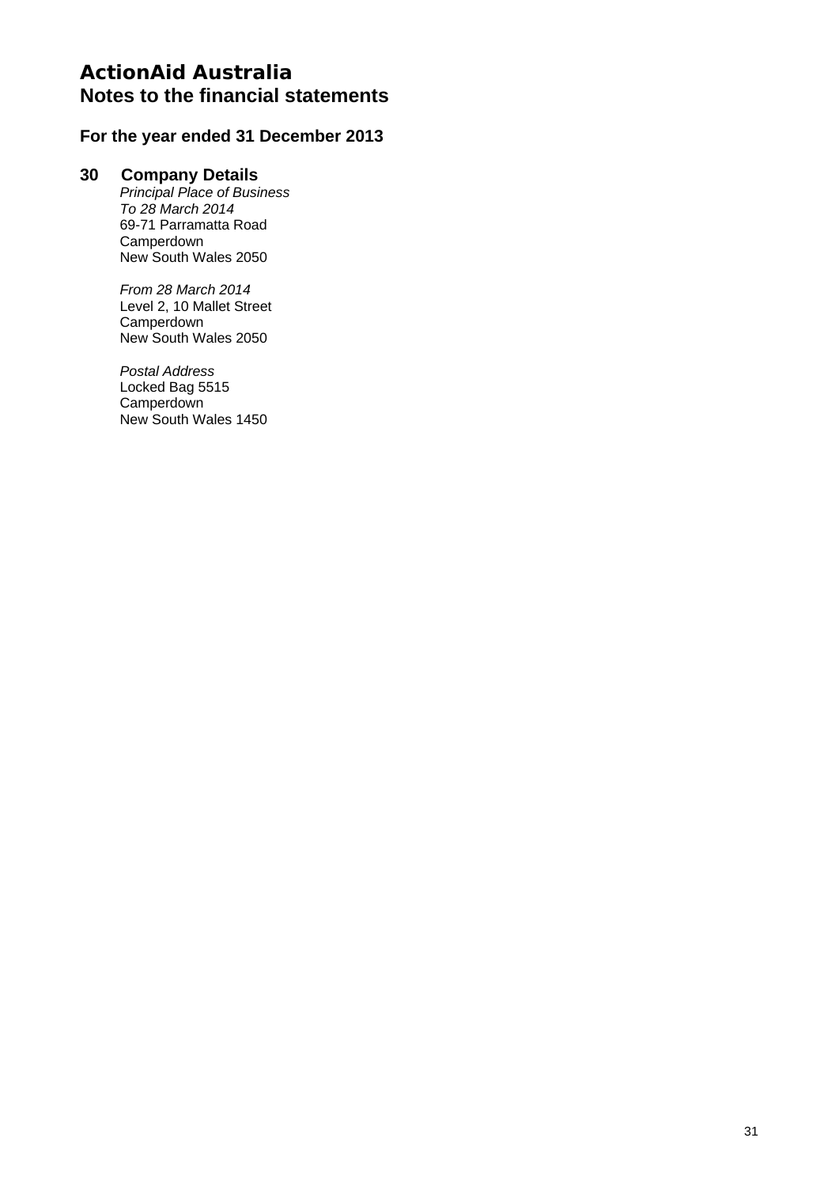# ActionAid Australia
## Notes to the financial statements

### For the year ended 31 December 2013

### 30 Company Details

*Principal Place of Business*
*To 28 March 2014*
69-71 Parramatta Road
Camperdown
New South Wales 2050

*From 28 March 2014*
Level 2, 10 Mallet Street
Camperdown
New South Wales 2050

*Postal Address*
Locked Bag 5515
Camperdown
New South Wales 1450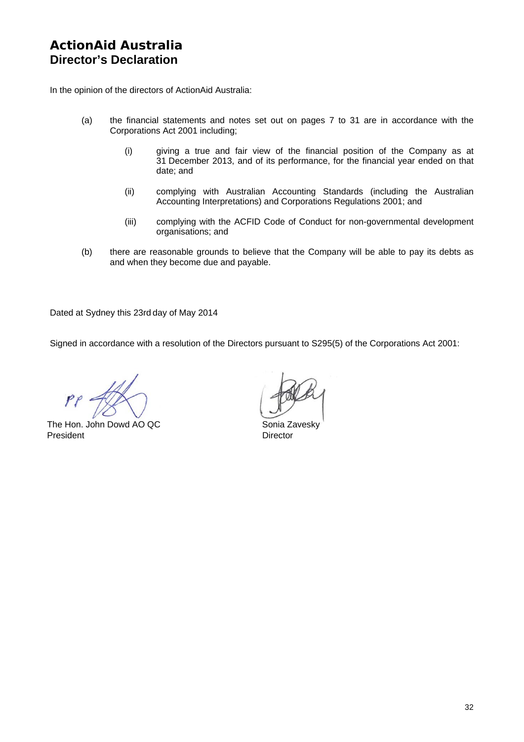# ActionAid Australia
## Director's Declaration

In the opinion of the directors of ActionAid Australia:

(a) the financial statements and notes set out on pages 7 to 31 are in accordance with the Corporations Act 2001 including;

  (i) giving a true and fair view of the financial position of the Company as at 31 December 2013, and of its performance, for the financial year ended on that date; and

  (ii) complying with Australian Accounting Standards (including the Australian Accounting Interpretations) and Corporations Regulations 2001; and

  (iii) complying with the ACFID Code of Conduct for non-governmental development organisations; and

(b) there are reasonable grounds to believe that the Company will be able to pay its debts as and when they become due and payable.

Dated at Sydney this 23rd day of May 2014

Signed in accordance with a resolution of the Directors pursuant to S295(5) of the Corporations Act 2001:

PP

The Hon. John Dowd AO QC
President

Sonia Zavesky
Director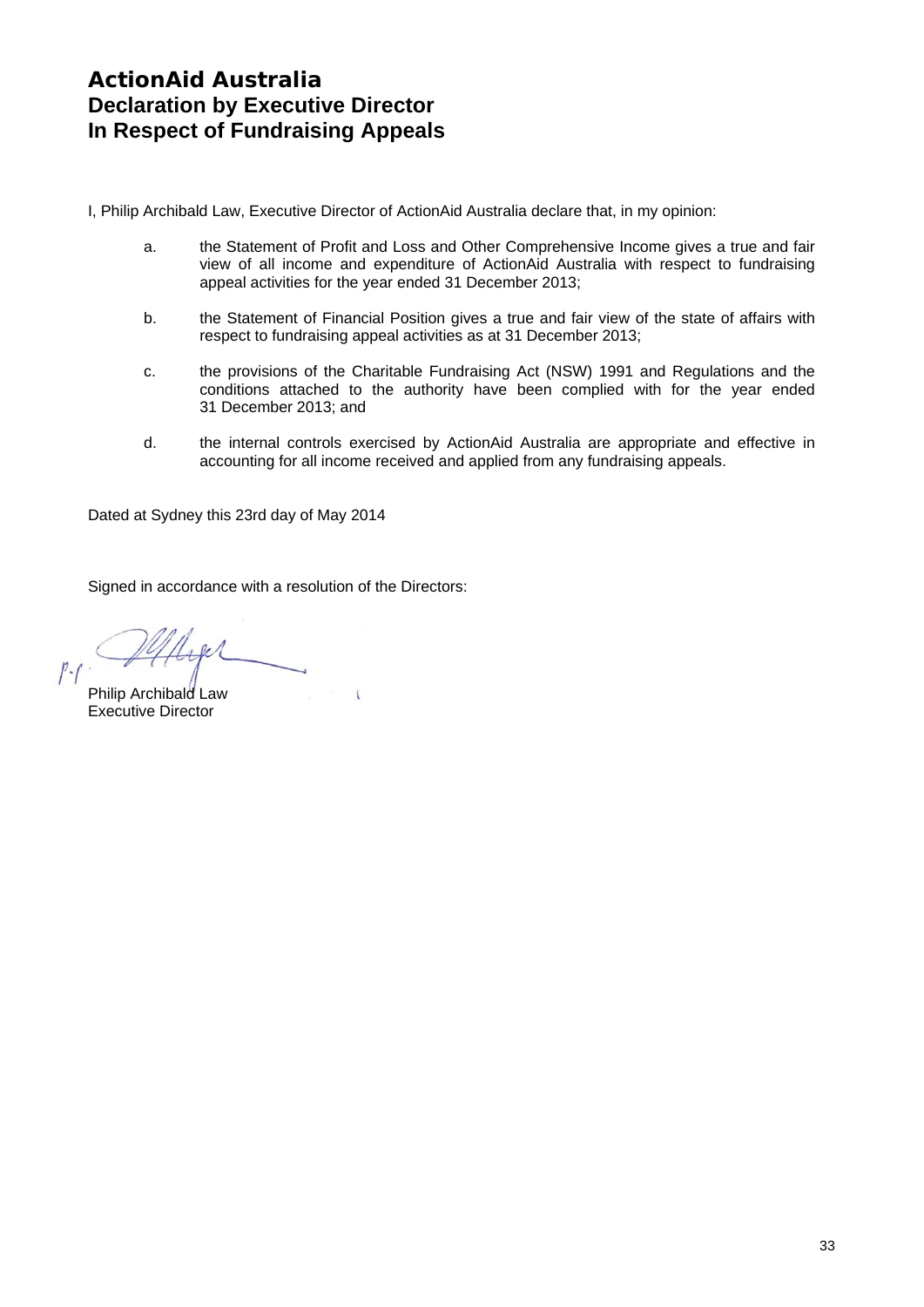# ActionAid Australia
## Declaration by Executive Director
## In Respect of Fundraising Appeals

I, Philip Archibald Law, Executive Director of ActionAid Australia declare that, in my opinion:

a. the Statement of Profit and Loss and Other Comprehensive Income gives a true and fair view of all income and expenditure of ActionAid Australia with respect to fundraising appeal activities for the year ended 31 December 2013;

b. the Statement of Financial Position gives a true and fair view of the state of affairs with respect to fundraising appeal activities as at 31 December 2013;

c. the provisions of the Charitable Fundraising Act (NSW) 1991 and Regulations and the conditions attached to the authority have been complied with for the year ended 31 December 2013; and

d. the internal controls exercised by ActionAid Australia are appropriate and effective in accounting for all income received and applied from any fundraising appeals.

Dated at Sydney this 23rd day of May 2014

Signed in accordance with a resolution of the Directors:

Philip Archibald Law
Executive Director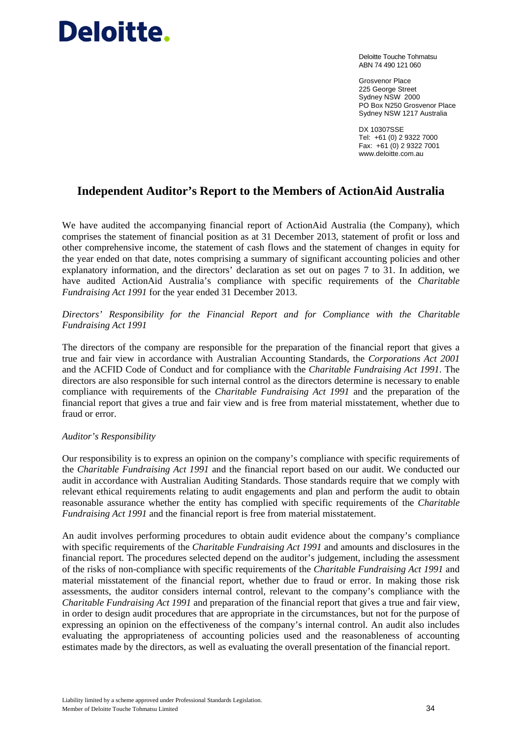Deloitte.

Deloitte Touche Tohmatsu
ABN 74 490 121 060

Grosvenor Place
225 George Street
Sydney NSW 2000
PO Box N250 Grosvenor Place
Sydney NSW 1217 Australia

DX 10307SSE
Tel: +61 (0) 2 9322 7000
Fax: +61 (0) 2 9322 7001
www.deloitte.com.au

# Independent Auditor's Report to the Members of ActionAid Australia

We have audited the accompanying financial report of ActionAid Australia (the Company), which comprises the statement of financial position as at 31 December 2013, statement of profit or loss and other comprehensive income, the statement of cash flows and the statement of changes in equity for the year ended on that date, notes comprising a summary of significant accounting policies and other explanatory information, and the directors' declaration as set out on pages 7 to 31. In addition, we have audited ActionAid Australia's compliance with specific requirements of the *Charitable Fundraising Act 1991* for the year ended 31 December 2013.

*Directors' Responsibility for the Financial Report and for Compliance with the Charitable Fundraising Act 1991*

The directors of the company are responsible for the preparation of the financial report that gives a true and fair view in accordance with Australian Accounting Standards, the *Corporations Act 2001* and the ACFID Code of Conduct and for compliance with the *Charitable Fundraising Act 1991*. The directors are also responsible for such internal control as the directors determine is necessary to enable compliance with requirements of the *Charitable Fundraising Act 1991* and the preparation of the financial report that gives a true and fair view and is free from material misstatement, whether due to fraud or error.

*Auditor's Responsibility*

Our responsibility is to express an opinion on the company's compliance with specific requirements of the *Charitable Fundraising Act 1991* and the financial report based on our audit. We conducted our audit in accordance with Australian Auditing Standards. Those standards require that we comply with relevant ethical requirements relating to audit engagements and plan and perform the audit to obtain reasonable assurance whether the entity has complied with specific requirements of the *Charitable Fundraising Act 1991* and the financial report is free from material misstatement.

An audit involves performing procedures to obtain audit evidence about the company's compliance with specific requirements of the *Charitable Fundraising Act 1991* and amounts and disclosures in the financial report. The procedures selected depend on the auditor's judgement, including the assessment of the risks of non-compliance with specific requirements of the *Charitable Fundraising Act 1991* and material misstatement of the financial report, whether due to fraud or error. In making those risk assessments, the auditor considers internal control, relevant to the company's compliance with the *Charitable Fundraising Act 1991* and preparation of the financial report that gives a true and fair view, in order to design audit procedures that are appropriate in the circumstances, but not for the purpose of expressing an opinion on the effectiveness of the company's internal control. An audit also includes evaluating the appropriateness of accounting policies used and the reasonableness of accounting estimates made by the directors, as well as evaluating the overall presentation of the financial report.

Liability limited by a scheme approved under Professional Standards Legislation.
Member of Deloitte Touche Tohmatsu Limited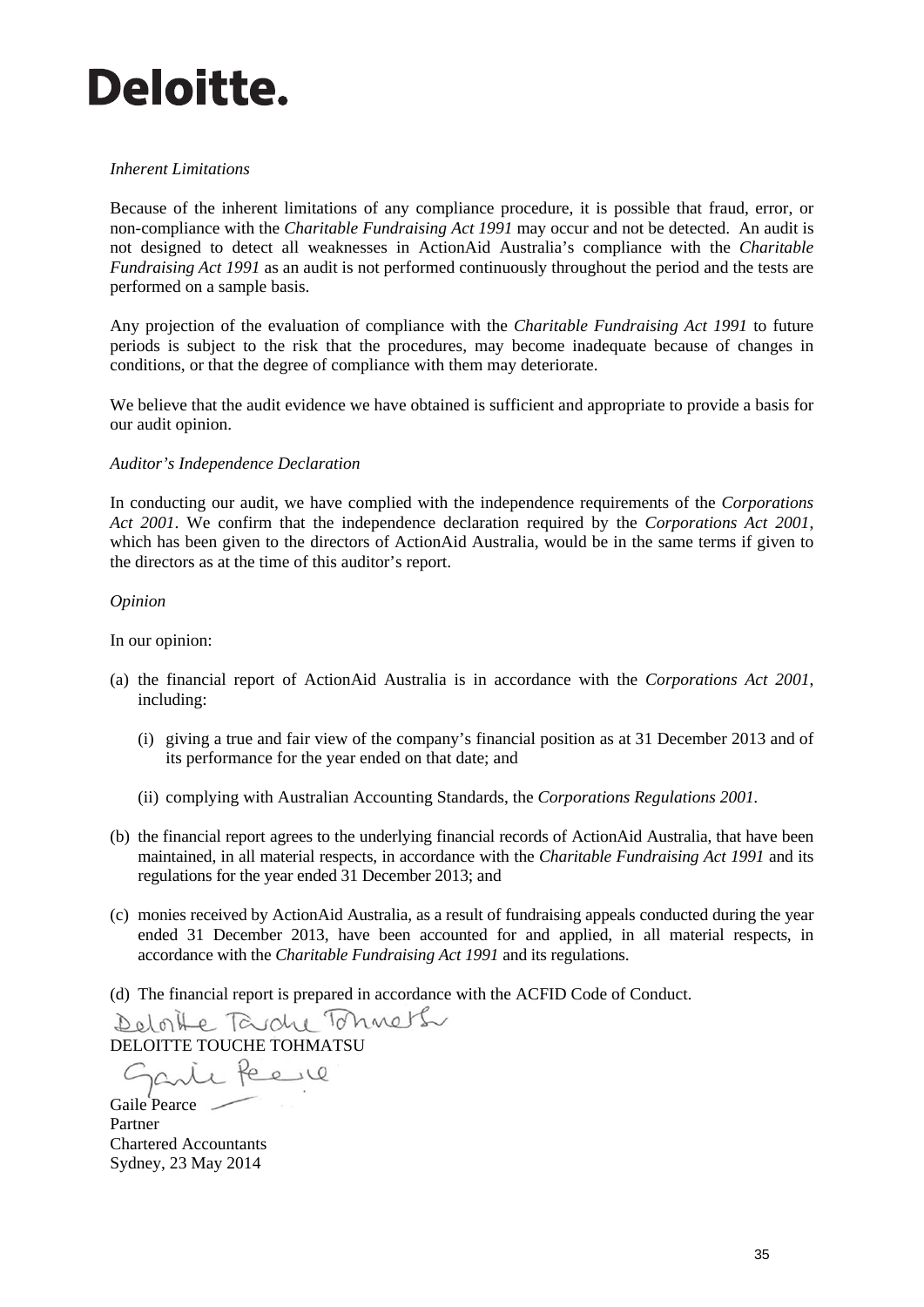**Deloitte.**

*Inherent Limitations*

Because of the inherent limitations of any compliance procedure, it is possible that fraud, error, or non-compliance with the *Charitable Fundraising Act 1991* may occur and not be detected. An audit is not designed to detect all weaknesses in ActionAid Australia's compliance with the *Charitable Fundraising Act 1991* as an audit is not performed continuously throughout the period and the tests are performed on a sample basis.

Any projection of the evaluation of compliance with the *Charitable Fundraising Act 1991* to future periods is subject to the risk that the procedures, may become inadequate because of changes in conditions, or that the degree of compliance with them may deteriorate.

We believe that the audit evidence we have obtained is sufficient and appropriate to provide a basis for our audit opinion.

*Auditor's Independence Declaration*

In conducting our audit, we have complied with the independence requirements of the *Corporations Act 2001*. We confirm that the independence declaration required by the *Corporations Act 2001*, which has been given to the directors of ActionAid Australia, would be in the same terms if given to the directors as at the time of this auditor's report.

*Opinion*

In our opinion:

(a) the financial report of ActionAid Australia is in accordance with the *Corporations Act 2001*, including:

   (i) giving a true and fair view of the company's financial position as at 31 December 2013 and of its performance for the year ended on that date; and

   (ii) complying with Australian Accounting Standards, the *Corporations Regulations 2001*.

(b) the financial report agrees to the underlying financial records of ActionAid Australia, that have been maintained, in all material respects, in accordance with the *Charitable Fundraising Act 1991* and its regulations for the year ended 31 December 2013; and

(c) monies received by ActionAid Australia, as a result of fundraising appeals conducted during the year ended 31 December 2013, have been accounted for and applied, in all material respects, in accordance with the *Charitable Fundraising Act 1991* and its regulations.

(d) The financial report is prepared in accordance with the ACFID Code of Conduct.

DELOITTE TOUCHE TOHMATSU

Gaile Pearce
Partner
Chartered Accountants
Sydney, 23 May 2014